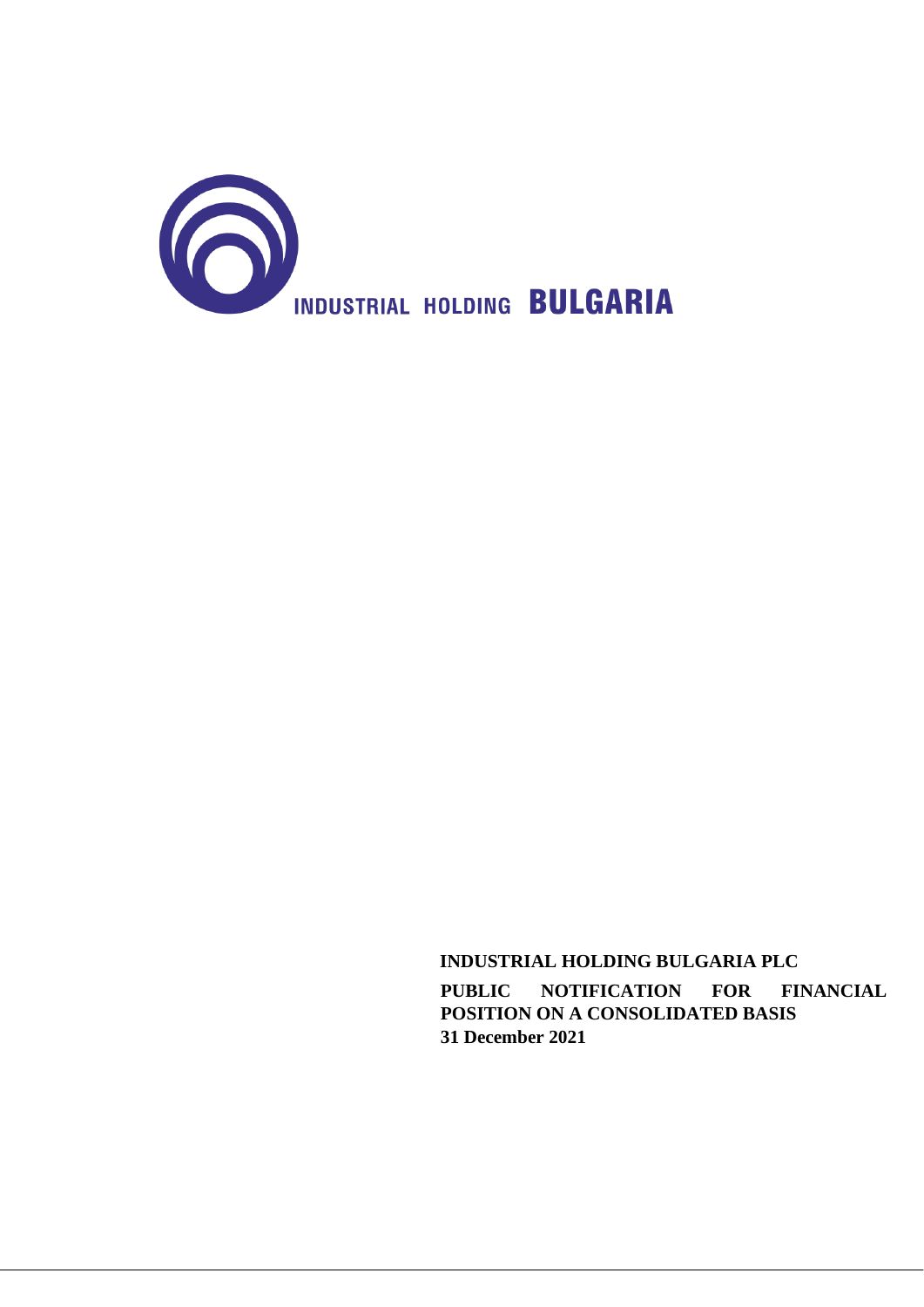INDUSTRIAL HOLDING **BULGARIA**

**INDUSTRIAL HOLDING BULGARIA PLC**

**PUBLIC NOTIFICATION FOR FINANCIAL POSITION ON A CONSOLIDATED BASIS**

**31 December 2021**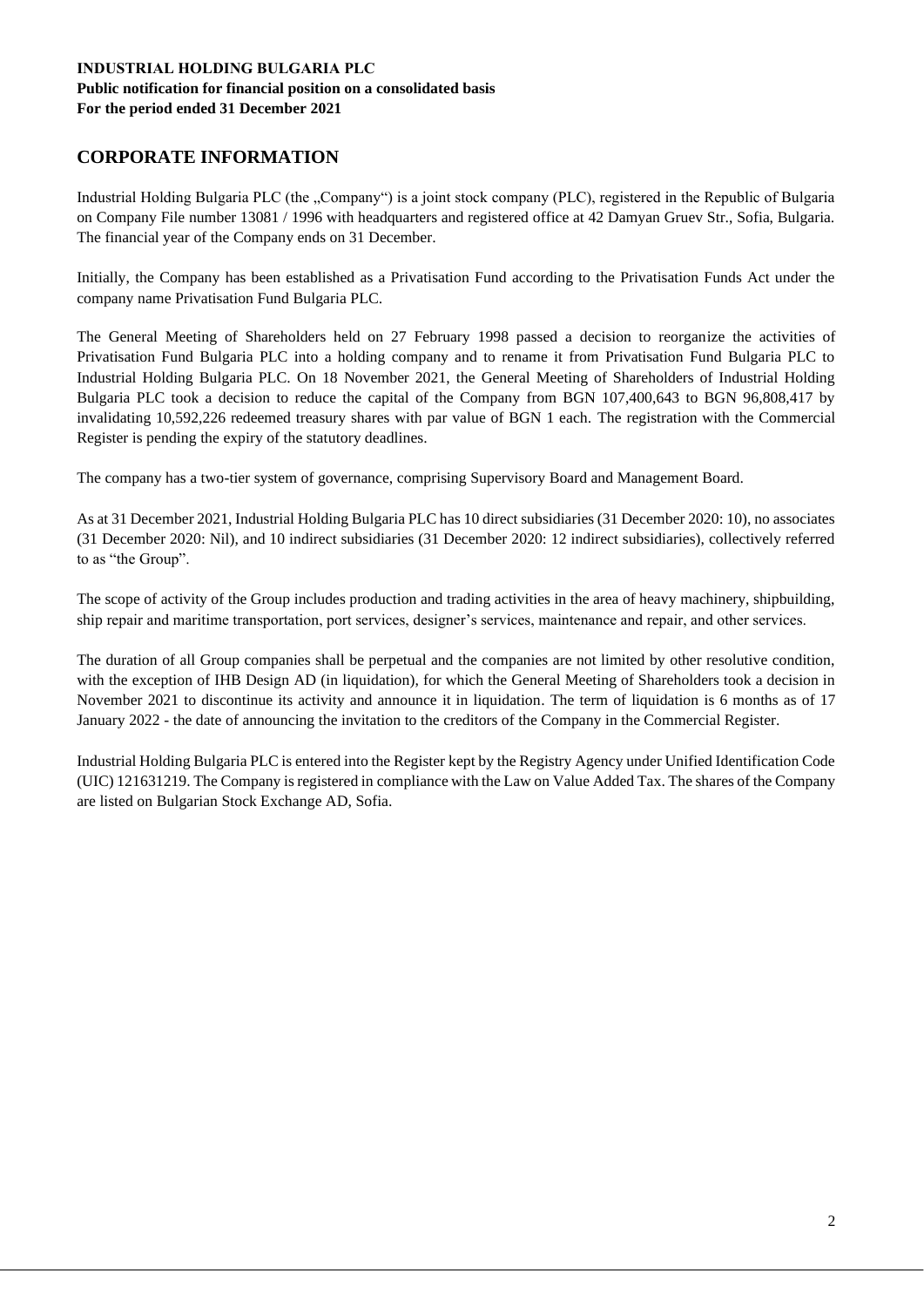## CORPORATE INFORMATION

Industrial Holding Bulgaria PLC (the „Company") is a joint stock company (PLC), registered in the Republic of Bulgaria on Company File number 13081 / 1996 with headquarters and registered office at 42 Damyan Gruev Str., Sofia, Bulgaria. The financial year of the Company ends on 31 December.

Initially, the Company has been established as a Privatisation Fund according to the Privatisation Funds Act under the company name Privatisation Fund Bulgaria PLC.

The General Meeting of Shareholders held on 27 February 1998 passed a decision to reorganize the activities of Privatisation Fund Bulgaria PLC into a holding company and to rename it from Privatisation Fund Bulgaria PLC to Industrial Holding Bulgaria PLC. On 18 November 2021, the General Meeting of Shareholders of Industrial Holding Bulgaria PLC took a decision to reduce the capital of the Company from BGN 107,400,643 to BGN 96,808,417 by invalidating 10,592,226 redeemed treasury shares with par value of BGN 1 each. The registration with the Commercial Register is pending the expiry of the statutory deadlines.

The company has a two-tier system of governance, comprising Supervisory Board and Management Board.

As at 31 December 2021, Industrial Holding Bulgaria PLC has 10 direct subsidiaries (31 December 2020: 10), no associates (31 December 2020: Nil), and 10 indirect subsidiaries (31 December 2020: 12 indirect subsidiaries), collectively referred to as "the Group".

The scope of activity of the Group includes production and trading activities in the area of heavy machinery, shipbuilding, ship repair and maritime transportation, port services, designer's services, maintenance and repair, and other services.

The duration of all Group companies shall be perpetual and the companies are not limited by other resolutive condition, with the exception of IHB Design AD (in liquidation), for which the General Meeting of Shareholders took a decision in November 2021 to discontinue its activity and announce it in liquidation. The term of liquidation is 6 months as of 17 January 2022 - the date of announcing the invitation to the creditors of the Company in the Commercial Register.

Industrial Holding Bulgaria PLC is entered into the Register kept by the Registry Agency under Unified Identification Code (UIC) 121631219. The Company is registered in compliance with the Law on Value Added Tax. The shares of the Company are listed on Bulgarian Stock Exchange AD, Sofia.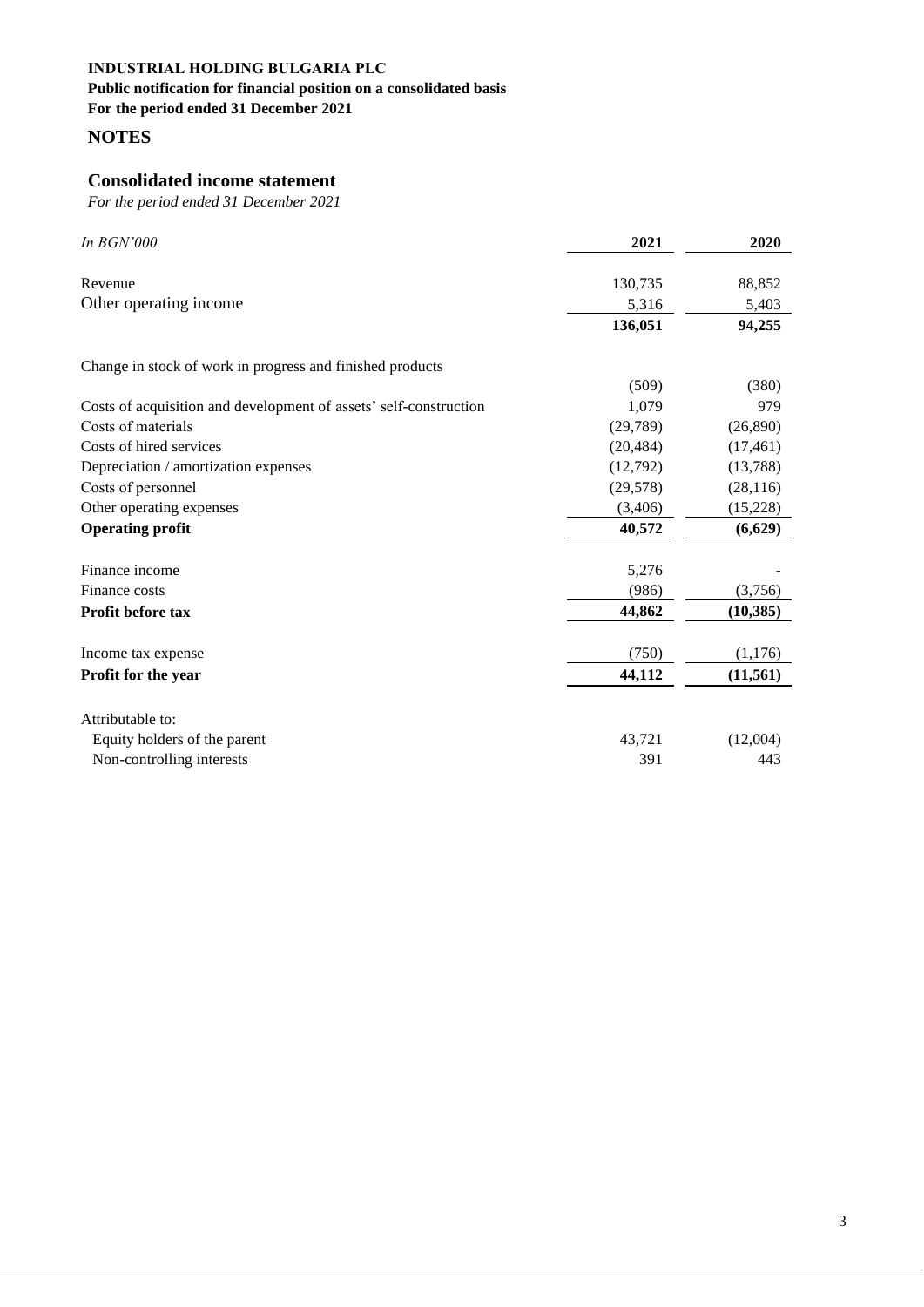**INDUSTRIAL HOLDING BULGARIA PLC**
**Public notification for financial position on a consolidated basis**
**For the period ended 31 December 2021**

## NOTES

## Consolidated income statement

*For the period ended 31 December 2021*

| *In BGN'000* | **2021** | **2020** |
|---|---|---|
| Revenue | 130,735 | 88,852 |
| Other operating income | 5,316 | 5,403 |
| | **136,051** | **94,255** |
| Change in stock of work in progress and finished products | (509) | (380) |
| Costs of acquisition and development of assets' self-construction | 1,079 | 979 |
| Costs of materials | (29,789) | (26,890) |
| Costs of hired services | (20,484) | (17,461) |
| Depreciation / amortization expenses | (12,792) | (13,788) |
| Costs of personnel | (29,578) | (28,116) |
| Other operating expenses | (3,406) | (15,228) |
| **Operating profit** | **40,572** | **(6,629)** |
| Finance income | 5,276 | - |
| Finance costs | (986) | (3,756) |
| **Profit before tax** | **44,862** | **(10,385)** |
| Income tax expense | (750) | (1,176) |
| **Profit for the year** | **44,112** | **(11,561)** |
| Attributable to: | | |
| Equity holders of the parent | 43,721 | (12,004) |
| Non-controlling interests | 391 | 443 |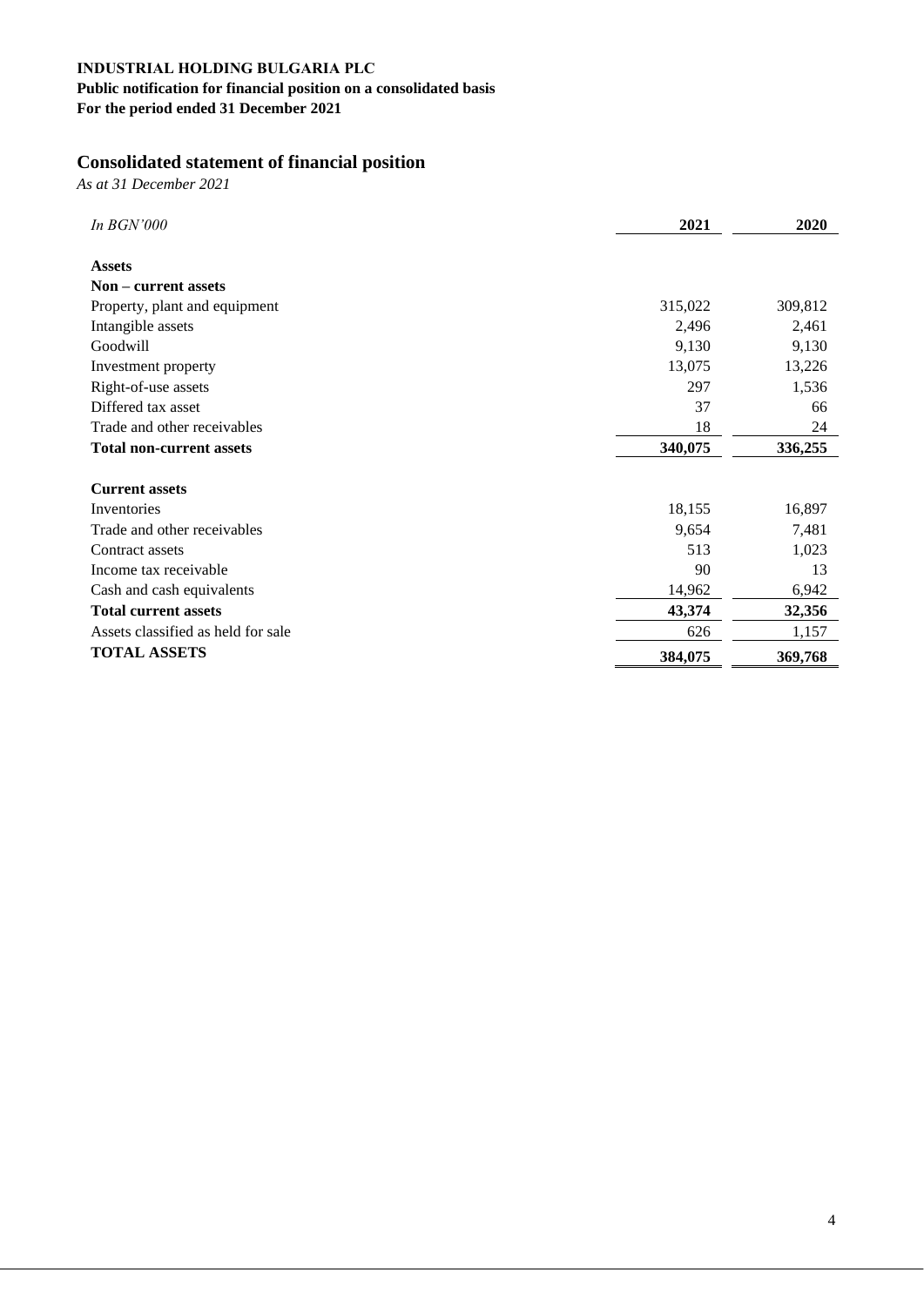**INDUSTRIAL HOLDING BULGARIA PLC**
**Public notification for financial position on a consolidated basis**
**For the period ended 31 December 2021**

## Consolidated statement of financial position

*As at 31 December 2021*

| *In BGN'000* | 2021 | 2020 |
|---|---|---|
| **Assets** | | |
| **Non – current assets** | | |
| Property, plant and equipment | 315,022 | 309,812 |
| Intangible assets | 2,496 | 2,461 |
| Goodwill | 9,130 | 9,130 |
| Investment property | 13,075 | 13,226 |
| Right-of-use assets | 297 | 1,536 |
| Differed tax asset | 37 | 66 |
| Trade and other receivables | 18 | 24 |
| **Total non-current assets** | **340,075** | **336,255** |
| | | |
| **Current assets** | | |
| Inventories | 18,155 | 16,897 |
| Trade and other receivables | 9,654 | 7,481 |
| Contract assets | 513 | 1,023 |
| Income tax receivable | 90 | 13 |
| Cash and cash equivalents | 14,962 | 6,942 |
| **Total current assets** | **43,374** | **32,356** |
| Assets classified as held for sale | 626 | 1,157 |
| **TOTAL ASSETS** | **384,075** | **369,768** |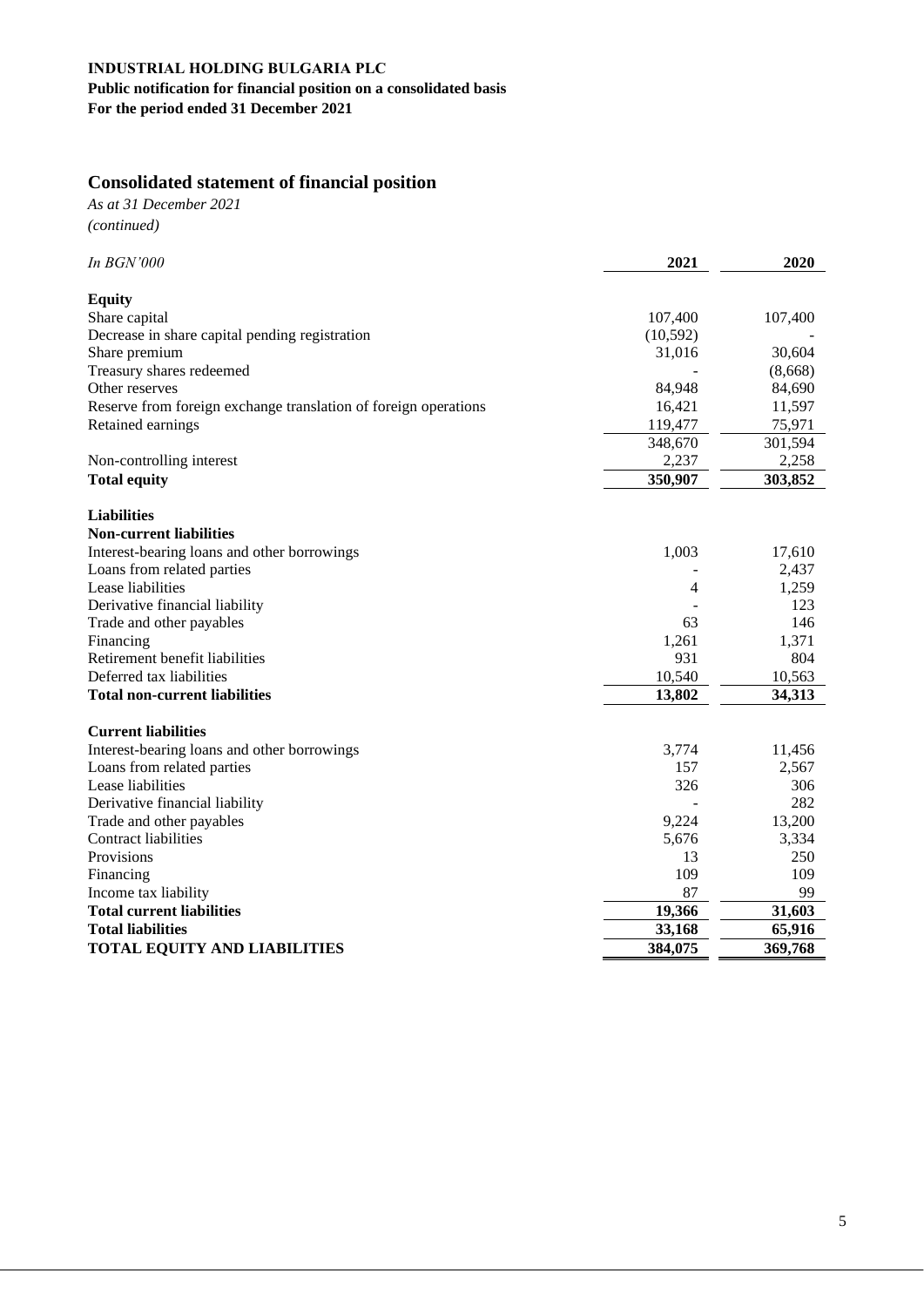**INDUSTRIAL HOLDING BULGARIA PLC**
**Public notification for financial position on a consolidated basis**
**For the period ended 31 December 2021**

## Consolidated statement of financial position

*As at 31 December 2021*
*(continued)*

| *In BGN'000* | 2021 | 2020 |
|---|---|---|
| **Equity** | | |
| Share capital | 107,400 | 107,400 |
| Decrease in share capital pending registration | (10,592) | - |
| Share premium | 31,016 | 30,604 |
| Treasury shares redeemed | - | (8,668) |
| Other reserves | 84,948 | 84,690 |
| Reserve from foreign exchange translation of foreign operations | 16,421 | 11,597 |
| Retained earnings | 119,477 | 75,971 |
| | 348,670 | 301,594 |
| Non-controlling interest | 2,237 | 2,258 |
| **Total equity** | **350,907** | **303,852** |
| **Liabilities** | | |
| **Non-current liabilities** | | |
| Interest-bearing loans and other borrowings | 1,003 | 17,610 |
| Loans from related parties | - | 2,437 |
| Lease liabilities | 4 | 1,259 |
| Derivative financial liability | - | 123 |
| Trade and other payables | 63 | 146 |
| Financing | 1,261 | 1,371 |
| Retirement benefit liabilities | 931 | 804 |
| Deferred tax liabilities | 10,540 | 10,563 |
| **Total non-current liabilities** | **13,802** | **34,313** |
| **Current liabilities** | | |
| Interest-bearing loans and other borrowings | 3,774 | 11,456 |
| Loans from related parties | 157 | 2,567 |
| Lease liabilities | 326 | 306 |
| Derivative financial liability | - | 282 |
| Trade and other payables | 9,224 | 13,200 |
| Contract liabilities | 5,676 | 3,334 |
| Provisions | 13 | 250 |
| Financing | 109 | 109 |
| Income tax liability | 87 | 99 |
| **Total current liabilities** | **19,366** | **31,603** |
| **Total liabilities** | **33,168** | **65,916** |
| **TOTAL EQUITY AND LIABILITIES** | **384,075** | **369,768** |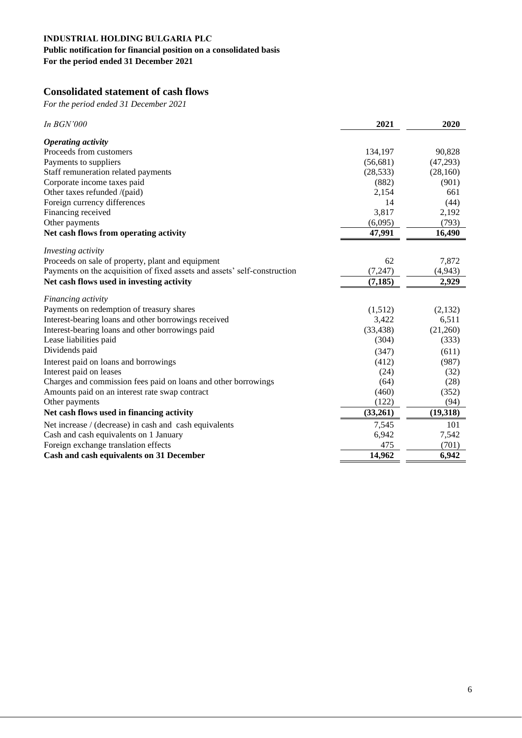**INDUSTRIAL HOLDING BULGARIA PLC**
**Public notification for financial position on a consolidated basis**
**For the period ended 31 December 2021**

## Consolidated statement of cash flows

*For the period ended 31 December 2021*

| *In BGN'000* | 2021 | 2020 |
|---|---|---|
| ***Operating activity*** | | |
| Proceeds from customers | 134,197 | 90,828 |
| Payments to suppliers | (56,681) | (47,293) |
| Staff remuneration related payments | (28,533) | (28,160) |
| Corporate income taxes paid | (882) | (901) |
| Other taxes refunded /(paid) | 2,154 | 661 |
| Foreign currency differences | 14 | (44) |
| Financing received | 3,817 | 2,192 |
| Other payments | (6,095) | (793) |
| **Net cash flows from operating activity** | **47,991** | **16,490** |
| *Investing activity* | | |
| Proceeds on sale of property, plant and equipment | 62 | 7,872 |
| Payments on the acquisition of fixed assets and assets' self-construction | (7,247) | (4,943) |
| **Net cash flows used in investing activity** | **(7,185)** | **2,929** |
| *Financing activity* | | |
| Payments on redemption of treasury shares | (1,512) | (2,132) |
| Interest-bearing loans and other borrowings received | 3,422 | 6,511 |
| Interest-bearing loans and other borrowings paid | (33,438) | (21,260) |
| Lease liabilities paid | (304) | (333) |
| Dividends paid | (347) | (611) |
| Interest paid on loans and borrowings | (412) | (987) |
| Interest paid on leases | (24) | (32) |
| Charges and commission fees paid on loans and other borrowings | (64) | (28) |
| Amounts paid on an interest rate swap contract | (460) | (352) |
| Other payments | (122) | (94) |
| **Net cash flows used in financing activity** | **(33,261)** | **(19,318)** |
| Net increase / (decrease) in cash and cash equivalents | 7,545 | 101 |
| Cash and cash equivalents on 1 January | 6,942 | 7,542 |
| Foreign exchange translation effects | 475 | (701) |
| **Cash and cash equivalents on 31 December** | **14,962** | **6,942** |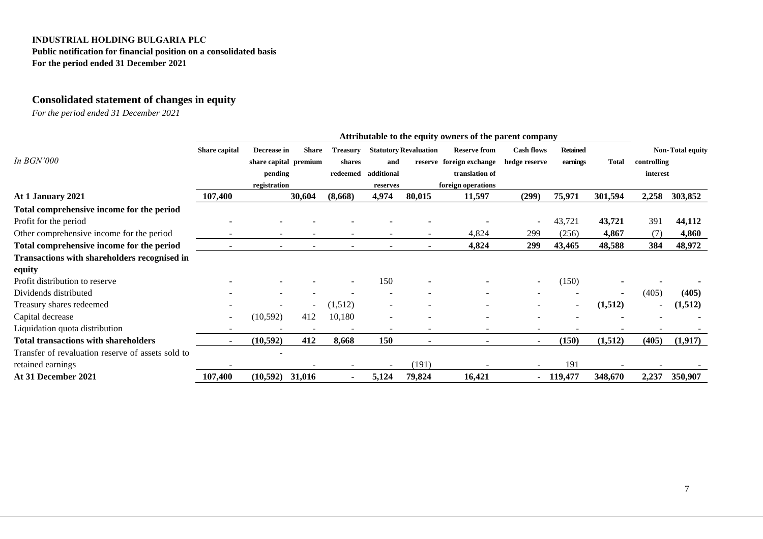**INDUSTRIAL HOLDING BULGARIA PLC**
**Public notification for financial position on a consolidated basis**
**For the period ended 31 December 2021**

## Consolidated statement of changes in equity

*For the period ended 31 December 2021*

| | Attributable to the equity owners of the parent company | | | | | | | | | | | |
|---|---|---|---|---|---|---|---|---|---|---|---|---|
| *In BGN'000* | Share capital | Decrease in share capital pending registration | Share premium | Treasury shares redeemed | Statutory and additional reserves | Revaluation reserve | Reserve from foreign exchange translation of foreign operations | Cash flows hedge reserve | Retained earnings | Total | Non-controlling interest | Total equity |
| **At 1 January 2021** | **107,400** | | **30,604** | **(8,668)** | **4,974** | **80,015** | **11,597** | **(299)** | **75,971** | **301,594** | **2,258** | **303,852** |
| **Total comprehensive income for the period** | | | | | | | | | | | | |
| Profit for the period | - | - | - | - | - | - | - | - | 43,721 | **43,721** | 391 | **44,112** |
| Other comprehensive income for the period | - | - | - | - | - | - | 4,824 | 299 | (256) | **4,867** | (7) | **4,860** |
| **Total comprehensive income for the period** | **-** | **-** | **-** | **-** | **-** | **-** | **4,824** | **299** | **43,465** | **48,588** | **384** | **48,972** |
| **Transactions with shareholders recognised in equity** | | | | | | | | | | | | |
| Profit distribution to reserve | - | - | - | - | 150 | - | - | - | (150) | **-** | - | **-** |
| Dividends distributed | - | - | - | - | - | - | - | - | - | **-** | (405) | **(405)** |
| Treasury shares redeemed | - | - | - | (1,512) | - | - | - | - | - | **(1,512)** | - | **(1,512)** |
| Capital decrease | - | (10,592) | 412 | 10,180 | - | - | - | - | - | **-** | - | **-** |
| Liquidation quota distribution | - | - | - | - | - | - | - | - | - | **-** | - | **-** |
| **Total transactions with shareholders** | **-** | **(10,592)** | **412** | **8,668** | **150** | **-** | **-** | **-** | **(150)** | **(1,512)** | **(405)** | **(1,917)** |
| Transfer of revaluation reserve of assets sold to retained earnings | - | - | - | - | - | (191) | - | - | 191 | **-** | - | **-** |
| **At 31 December 2021** | **107,400** | **(10,592)** | **31,016** | **-** | **5,124** | **79,824** | **16,421** | **-** | **119,477** | **348,670** | **2,237** | **350,907** |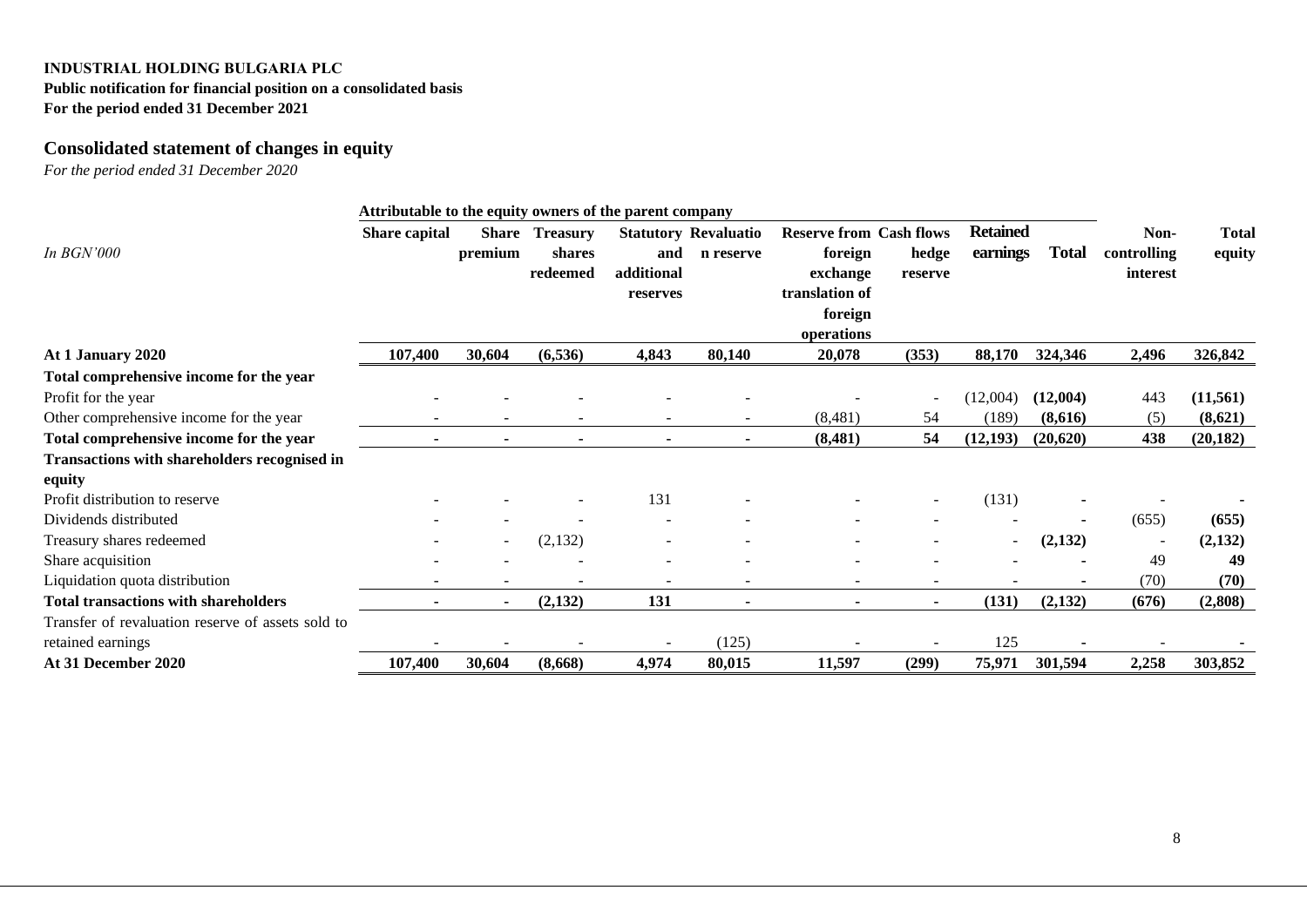**INDUSTRIAL HOLDING BULGARIA PLC**
**Public notification for financial position on a consolidated basis**
**For the period ended 31 December 2021**

## Consolidated statement of changes in equity

*For the period ended 31 December 2020*

| *In BGN'000* | Attributable to the equity owners of the parent company | | | | | | | | | | |
|---|---|---|---|---|---|---|---|---|---|---|---|
| | Share capital | Share premium | Treasury shares redeemed | Statutory and additional reserves | Revaluation reserve | Reserve from foreign exchange translation of foreign operations | Cash flows hedge reserve | Retained earnings | Total | Non-controlling interest | Total equity |
| **At 1 January 2020** | **107,400** | **30,604** | **(6,536)** | **4,843** | **80,140** | **20,078** | **(353)** | **88,170** | **324,346** | **2,496** | **326,842** |
| **Total comprehensive income for the year** | | | | | | | | | | | |
| Profit for the year | - | - | - | - | - | - | - | (12,004) | **(12,004)** | 443 | **(11,561)** |
| Other comprehensive income for the year | - | - | - | - | - | (8,481) | 54 | (189) | **(8,616)** | (5) | **(8,621)** |
| **Total comprehensive income for the year** | **-** | **-** | **-** | **-** | **-** | **(8,481)** | **54** | **(12,193)** | **(20,620)** | **438** | **(20,182)** |
| **Transactions with shareholders recognised in equity** | | | | | | | | | | | |
| Profit distribution to reserve | - | - | - | 131 | - | - | - | (131) | **-** | - | **-** |
| Dividends distributed | - | - | - | - | - | - | - | - | **-** | (655) | **(655)** |
| Treasury shares redeemed | - | - | (2,132) | - | - | - | - | - | **(2,132)** | - | **(2,132)** |
| Share acquisition | - | - | - | - | - | - | - | - | **-** | 49 | **49** |
| Liquidation quota distribution | - | - | - | - | - | - | - | - | **-** | (70) | **(70)** |
| **Total transactions with shareholders** | **-** | **-** | **(2,132)** | **131** | **-** | **-** | **-** | **(131)** | **(2,132)** | **(676)** | **(2,808)** |
| Transfer of revaluation reserve of assets sold to retained earnings | - | - | - | - | (125) | - | - | 125 | **-** | - | **-** |
| **At 31 December 2020** | **107,400** | **30,604** | **(8,668)** | **4,974** | **80,015** | **11,597** | **(299)** | **75,971** | **301,594** | **2,258** | **303,852** |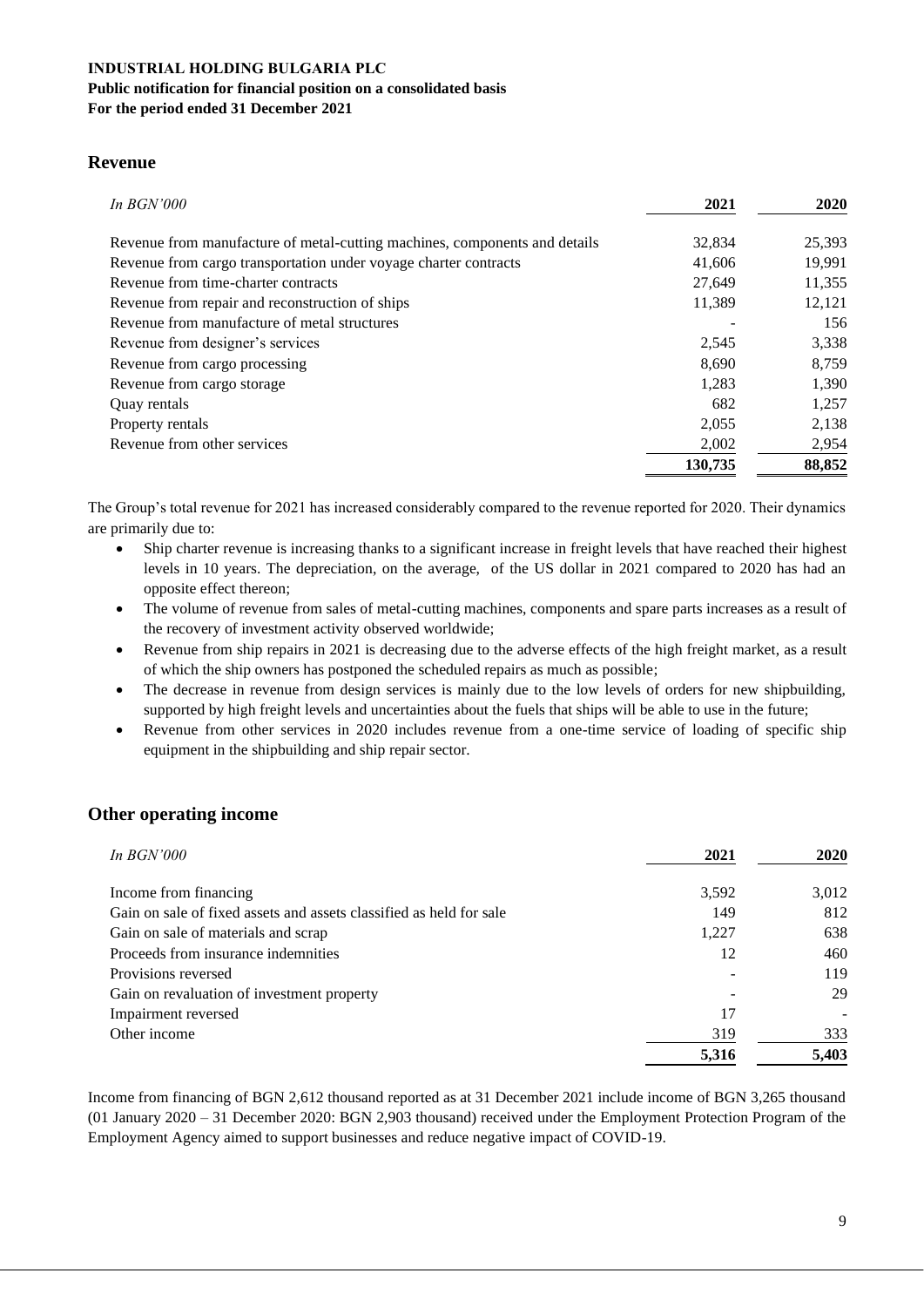**INDUSTRIAL HOLDING BULGARIA PLC**
**Public notification for financial position on a consolidated basis**
**For the period ended 31 December 2021**

## Revenue

| *In BGN'000* | 2021 | 2020 |
|---|---|---|
| Revenue from manufacture of metal-cutting machines, components and details | 32,834 | 25,393 |
| Revenue from cargo transportation under voyage charter contracts | 41,606 | 19,991 |
| Revenue from time-charter contracts | 27,649 | 11,355 |
| Revenue from repair and reconstruction of ships | 11,389 | 12,121 |
| Revenue from manufacture of metal structures | - | 156 |
| Revenue from designer's services | 2,545 | 3,338 |
| Revenue from cargo processing | 8,690 | 8,759 |
| Revenue from cargo storage | 1,283 | 1,390 |
| Quay rentals | 682 | 1,257 |
| Property rentals | 2,055 | 2,138 |
| Revenue from other services | 2,002 | 2,954 |
| | **130,735** | **88,852** |

The Group's total revenue for 2021 has increased considerably compared to the revenue reported for 2020. Their dynamics are primarily due to:

- Ship charter revenue is increasing thanks to a significant increase in freight levels that have reached their highest levels in 10 years. The depreciation, on the average, of the US dollar in 2021 compared to 2020 has had an opposite effect thereon;
- The volume of revenue from sales of metal-cutting machines, components and spare parts increases as a result of the recovery of investment activity observed worldwide;
- Revenue from ship repairs in 2021 is decreasing due to the adverse effects of the high freight market, as a result of which the ship owners has postponed the scheduled repairs as much as possible;
- The decrease in revenue from design services is mainly due to the low levels of orders for new shipbuilding, supported by high freight levels and uncertainties about the fuels that ships will be able to use in the future;
- Revenue from other services in 2020 includes revenue from a one-time service of loading of specific ship equipment in the shipbuilding and ship repair sector.

## Other operating income

| *In BGN'000* | 2021 | 2020 |
|---|---|---|
| Income from financing | 3,592 | 3,012 |
| Gain on sale of fixed assets and assets classified as held for sale | 149 | 812 |
| Gain on sale of materials and scrap | 1,227 | 638 |
| Proceeds from insurance indemnities | 12 | 460 |
| Provisions reversed | - | 119 |
| Gain on revaluation of investment property | - | 29 |
| Impairment reversed | 17 | - |
| Other income | 319 | 333 |
| | **5,316** | **5,403** |

Income from financing of BGN 2,612 thousand reported as at 31 December 2021 include income of BGN 3,265 thousand (01 January 2020 – 31 December 2020: BGN 2,903 thousand) received under the Employment Protection Program of the Employment Agency aimed to support businesses and reduce negative impact of COVID-19.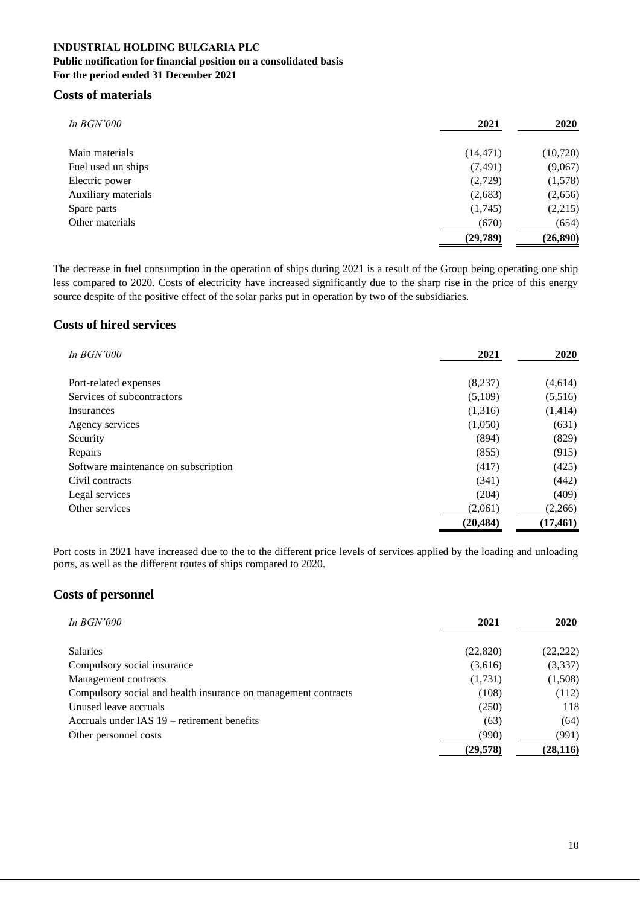**INDUSTRIAL HOLDING BULGARIA PLC**
**Public notification for financial position on a consolidated basis**
**For the period ended 31 December 2021**

## Costs of materials

| *In BGN'000* | 2021 | 2020 |
|---|---|---|
| Main materials | (14,471) | (10,720) |
| Fuel used un ships | (7,491) | (9,067) |
| Electric power | (2,729) | (1,578) |
| Auxiliary materials | (2,683) | (2,656) |
| Spare parts | (1,745) | (2,215) |
| Other materials | (670) | (654) |
| | **(29,789)** | **(26,890)** |

The decrease in fuel consumption in the operation of ships during 2021 is a result of the Group being operating one ship less compared to 2020. Costs of electricity have increased significantly due to the sharp rise in the price of this energy source despite of the positive effect of the solar parks put in operation by two of the subsidiaries.

## Costs of hired services

| *In BGN'000* | 2021 | 2020 |
|---|---|---|
| Port-related expenses | (8,237) | (4,614) |
| Services of subcontractors | (5,109) | (5,516) |
| Insurances | (1,316) | (1,414) |
| Agency services | (1,050) | (631) |
| Security | (894) | (829) |
| Repairs | (855) | (915) |
| Software maintenance on subscription | (417) | (425) |
| Civil contracts | (341) | (442) |
| Legal services | (204) | (409) |
| Other services | (2,061) | (2,266) |
| | **(20,484)** | **(17,461)** |

Port costs in 2021 have increased due to the to the different price levels of services applied by the loading and unloading ports, as well as the different routes of ships compared to 2020.

## Costs of personnel

| *In BGN'000* | 2021 | 2020 |
|---|---|---|
| Salaries | (22,820) | (22,222) |
| Compulsory social insurance | (3,616) | (3,337) |
| Management contracts | (1,731) | (1,508) |
| Compulsory social and health insurance on management contracts | (108) | (112) |
| Unused leave accruals | (250) | 118 |
| Accruals under IAS 19 – retirement benefits | (63) | (64) |
| Other personnel costs | (990) | (991) |
| | **(29,578)** | **(28,116)** |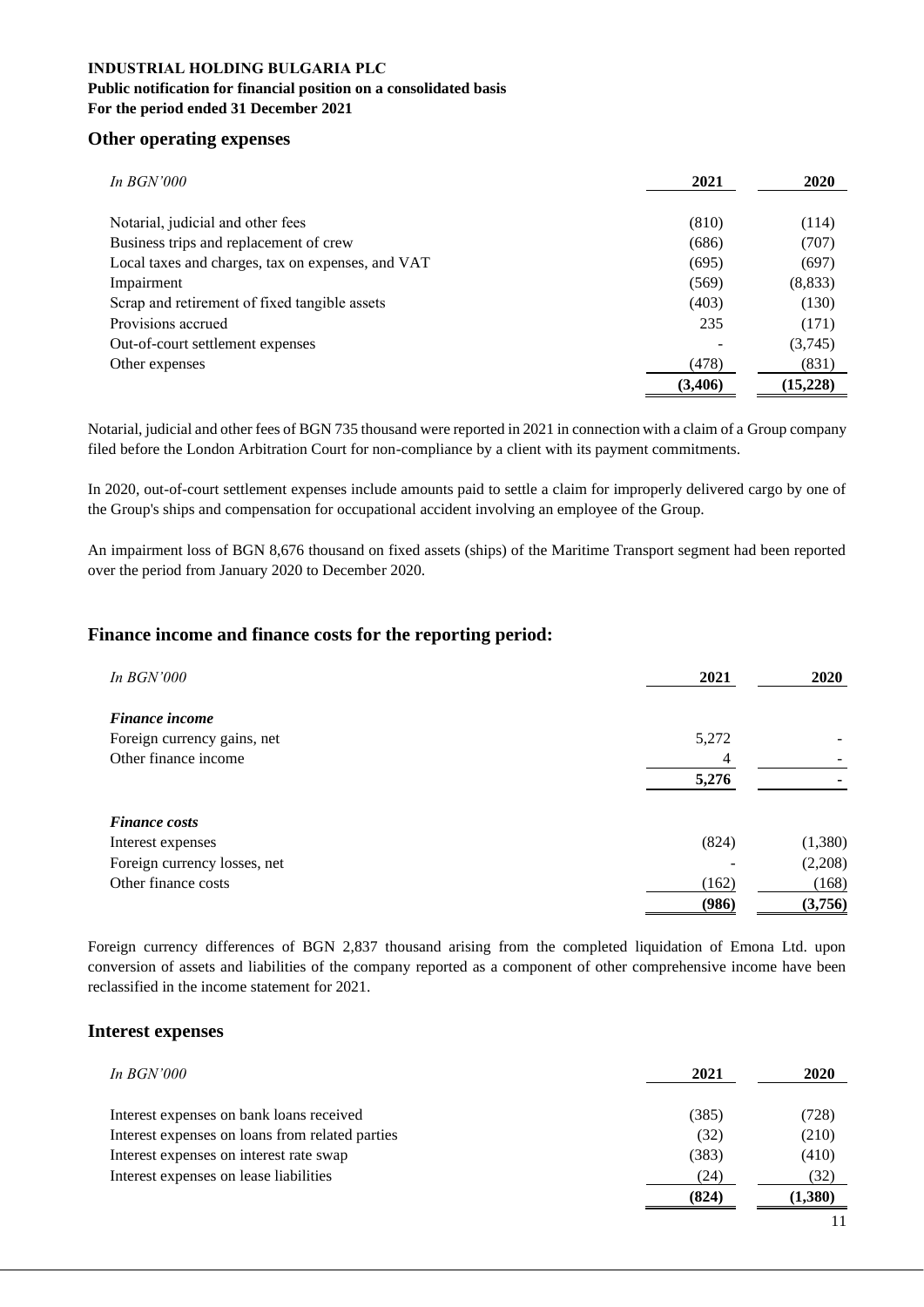**INDUSTRIAL HOLDING BULGARIA PLC**
**Public notification for financial position on a consolidated basis**
**For the period ended 31 December 2021**

## Other operating expenses

| *In BGN'000* | 2021 | 2020 |
|---|---|---|
| Notarial, judicial and other fees | (810) | (114) |
| Business trips and replacement of crew | (686) | (707) |
| Local taxes and charges, tax on expenses, and VAT | (695) | (697) |
| Impairment | (569) | (8,833) |
| Scrap and retirement of fixed tangible assets | (403) | (130) |
| Provisions accrued | 235 | (171) |
| Out-of-court settlement expenses | - | (3,745) |
| Other expenses | (478) | (831) |
| | **(3,406)** | **(15,228)** |

Notarial, judicial and other fees of BGN 735 thousand were reported in 2021 in connection with a claim of a Group company filed before the London Arbitration Court for non-compliance by a client with its payment commitments.

In 2020, out-of-court settlement expenses include amounts paid to settle a claim for improperly delivered cargo by one of the Group's ships and compensation for occupational accident involving an employee of the Group.

An impairment loss of BGN 8,676 thousand on fixed assets (ships) of the Maritime Transport segment had been reported over the period from January 2020 to December 2020.

## Finance income and finance costs for the reporting period:

| *In BGN'000* | 2021 | 2020 |
|---|---|---|
| ***Finance income*** | | |
| Foreign currency gains, net | 5,272 | - |
| Other finance income | 4 | - |
| | **5,276** | **-** |
| ***Finance costs*** | | |
| Interest expenses | (824) | (1,380) |
| Foreign currency losses, net | - | (2,208) |
| Other finance costs | (162) | (168) |
| | **(986)** | **(3,756)** |

Foreign currency differences of BGN 2,837 thousand arising from the completed liquidation of Emona Ltd. upon conversion of assets and liabilities of the company reported as a component of other comprehensive income have been reclassified in the income statement for 2021.

## Interest expenses

| *In BGN'000* | 2021 | 2020 |
|---|---|---|
| Interest expenses on bank loans received | (385) | (728) |
| Interest expenses on loans from related parties | (32) | (210) |
| Interest expenses on interest rate swap | (383) | (410) |
| Interest expenses on lease liabilities | (24) | (32) |
| | **(824)** | **(1,380)** |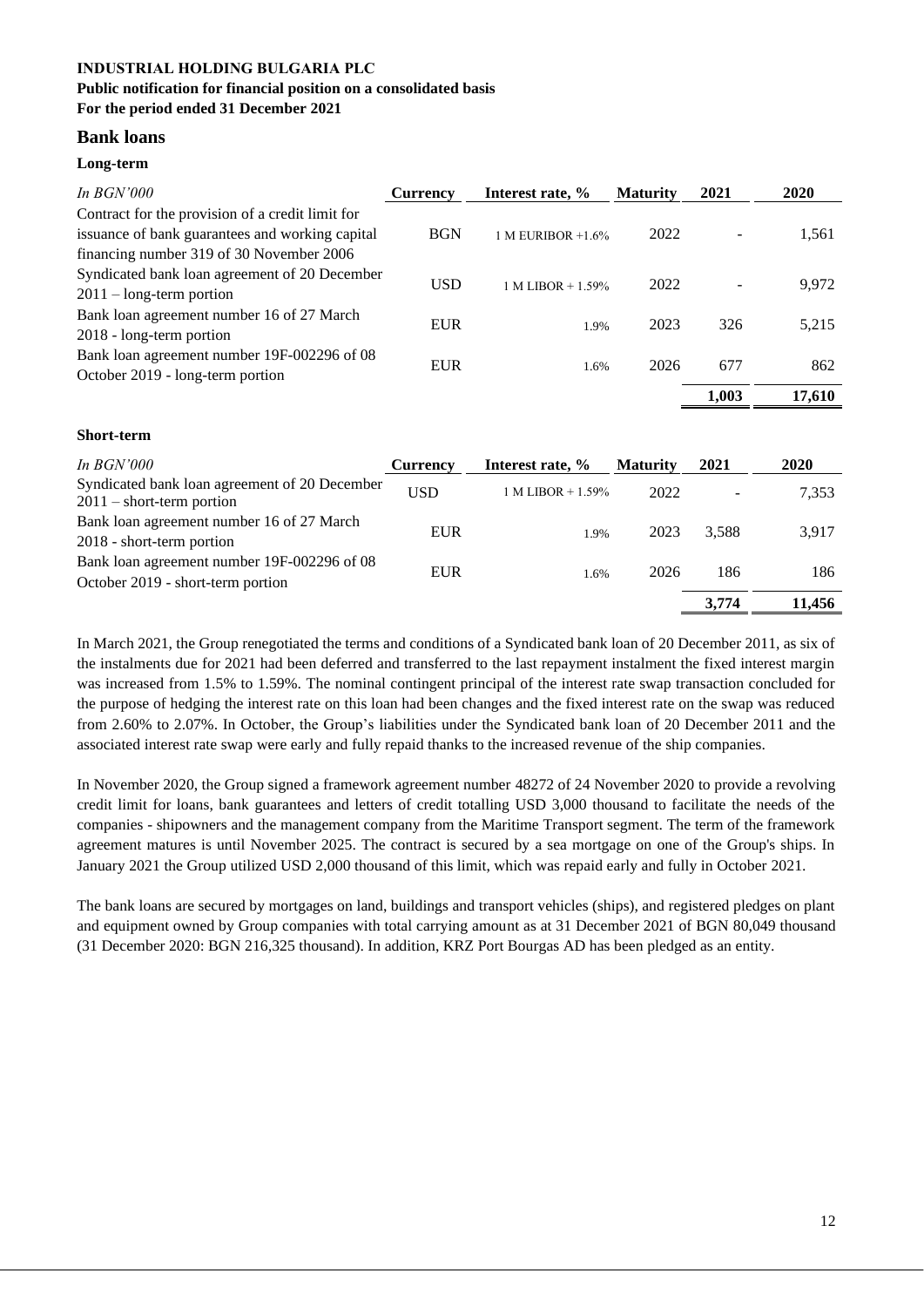**INDUSTRIAL HOLDING BULGARIA PLC**
**Public notification for financial position on a consolidated basis**
**For the period ended 31 December 2021**

## Bank loans

### Long-term

| *In BGN'000* | Currency | Interest rate, % | Maturity | 2021 | 2020 |
|---|---|---|---|---|---|
| Contract for the provision of a credit limit for issuance of bank guarantees and working capital financing number 319 of 30 November 2006 | BGN | 1 M EURIBOR +1.6% | 2022 | - | 1,561 |
| Syndicated bank loan agreement of 20 December 2011 – long-term portion | USD | 1 M LIBOR + 1.59% | 2022 | - | 9,972 |
| Bank loan agreement number 16 of 27 March 2018 - long-term portion | EUR | 1.9% | 2023 | 326 | 5,215 |
| Bank loan agreement number 19F-002296 of 08 October 2019 - long-term portion | EUR | 1.6% | 2026 | 677 | 862 |
| | | | | **1,003** | **17,610** |

### Short-term

| *In BGN'000* | Currency | Interest rate, % | Maturity | 2021 | 2020 |
|---|---|---|---|---|---|
| Syndicated bank loan agreement of 20 December 2011 – short-term portion | USD | 1 M LIBOR + 1.59% | 2022 | - | 7,353 |
| Bank loan agreement number 16 of 27 March 2018 - short-term portion | EUR | 1.9% | 2023 | 3,588 | 3,917 |
| Bank loan agreement number 19F-002296 of 08 October 2019 - short-term portion | EUR | 1.6% | 2026 | 186 | 186 |
| | | | | **3,774** | **11,456** |

In March 2021, the Group renegotiated the terms and conditions of a Syndicated bank loan of 20 December 2011, as six of the instalments due for 2021 had been deferred and transferred to the last repayment instalment the fixed interest margin was increased from 1.5% to 1.59%. The nominal contingent principal of the interest rate swap transaction concluded for the purpose of hedging the interest rate on this loan had been changes and the fixed interest rate on the swap was reduced from 2.60% to 2.07%. In October, the Group's liabilities under the Syndicated bank loan of 20 December 2011 and the associated interest rate swap were early and fully repaid thanks to the increased revenue of the ship companies.

In November 2020, the Group signed a framework agreement number 48272 of 24 November 2020 to provide a revolving credit limit for loans, bank guarantees and letters of credit totalling USD 3,000 thousand to facilitate the needs of the companies - shipowners and the management company from the Maritime Transport segment. The term of the framework agreement matures is until November 2025. The contract is secured by a sea mortgage on one of the Group's ships. In January 2021 the Group utilized USD 2,000 thousand of this limit, which was repaid early and fully in October 2021.

The bank loans are secured by mortgages on land, buildings and transport vehicles (ships), and registered pledges on plant and equipment owned by Group companies with total carrying amount as at 31 December 2021 of BGN 80,049 thousand (31 December 2020: BGN 216,325 thousand). In addition, KRZ Port Bourgas AD has been pledged as an entity.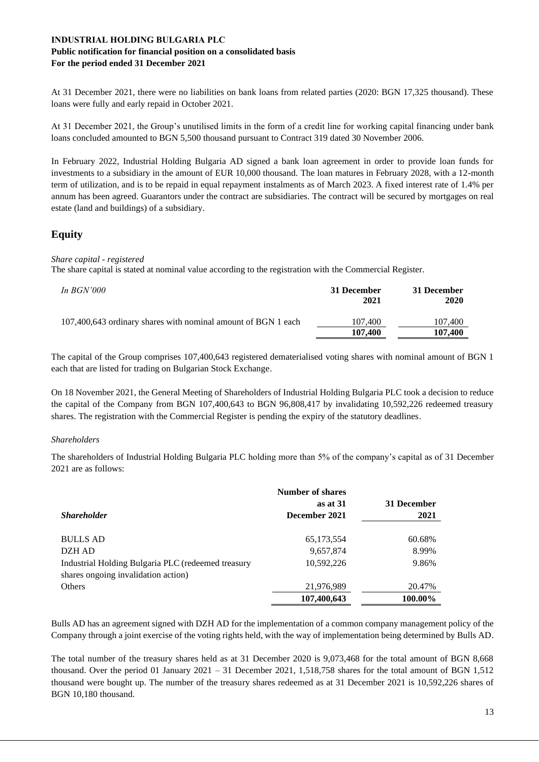At 31 December 2021, there were no liabilities on bank loans from related parties (2020: BGN 17,325 thousand). These loans were fully and early repaid in October 2021.

At 31 December 2021, the Group's unutilised limits in the form of a credit line for working capital financing under bank loans concluded amounted to BGN 5,500 thousand pursuant to Contract 319 dated 30 November 2006.

In February 2022, Industrial Holding Bulgaria AD signed a bank loan agreement in order to provide loan funds for investments to a subsidiary in the amount of EUR 10,000 thousand. The loan matures in February 2028, with a 12-month term of utilization, and is to be repaid in equal repayment instalments as of March 2023. A fixed interest rate of 1.4% per annum has been agreed. Guarantors under the contract are subsidiaries. The contract will be secured by mortgages on real estate (land and buildings) of a subsidiary.

## Equity

*Share capital - registered*

The share capital is stated at nominal value according to the registration with the Commercial Register.

| *In BGN'000* | 31 December 2021 | 31 December 2020 |
|---|---|---|
| 107,400,643 ordinary shares with nominal amount of BGN 1 each | 107,400 | 107,400 |
| | **107,400** | **107,400** |

The capital of the Group comprises 107,400,643 registered dematerialised voting shares with nominal amount of BGN 1 each that are listed for trading on Bulgarian Stock Exchange.

On 18 November 2021, the General Meeting of Shareholders of Industrial Holding Bulgaria PLC took a decision to reduce the capital of the Company from BGN 107,400,643 to BGN 96,808,417 by invalidating 10,592,226 redeemed treasury shares. The registration with the Commercial Register is pending the expiry of the statutory deadlines.

*Shareholders*

The shareholders of Industrial Holding Bulgaria PLC holding more than 5% of the company's capital as of 31 December 2021 are as follows:

| ***Shareholder*** | Number of shares as at 31 December 2021 | 31 December 2021 |
|---|---|---|
| BULLS AD | 65,173,554 | 60.68% |
| DZH AD | 9,657,874 | 8.99% |
| Industrial Holding Bulgaria PLC (redeemed treasury shares ongoing invalidation action) | 10,592,226 | 9.86% |
| Others | 21,976,989 | 20.47% |
| | **107,400,643** | **100.00%** |

Bulls AD has an agreement signed with DZH AD for the implementation of a common company management policy of the Company through a joint exercise of the voting rights held, with the way of implementation being determined by Bulls AD.

The total number of the treasury shares held as at 31 December 2020 is 9,073,468 for the total amount of BGN 8,668 thousand. Over the period 01 January 2021 – 31 December 2021, 1,518,758 shares for the total amount of BGN 1,512 thousand were bought up. The number of the treasury shares redeemed as at 31 December 2021 is 10,592,226 shares of BGN 10,180 thousand.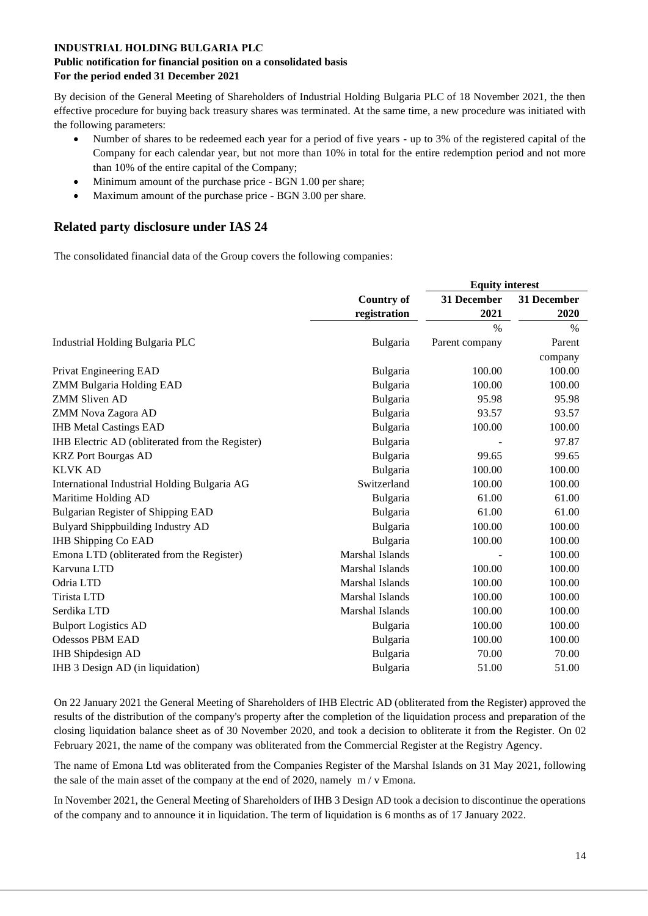**INDUSTRIAL HOLDING BULGARIA PLC**
**Public notification for financial position on a consolidated basis**
**For the period ended 31 December 2021**

By decision of the General Meeting of Shareholders of Industrial Holding Bulgaria PLC of 18 November 2021, the then effective procedure for buying back treasury shares was terminated. At the same time, a new procedure was initiated with the following parameters:

- Number of shares to be redeemed each year for a period of five years - up to 3% of the registered capital of the Company for each calendar year, but not more than 10% in total for the entire redemption period and not more than 10% of the entire capital of the Company;
- Minimum amount of the purchase price - BGN 1.00 per share;
- Maximum amount of the purchase price - BGN 3.00 per share.

## Related party disclosure under IAS 24

The consolidated financial data of the Group covers the following companies:

| | Country of registration | Equity interest | |
|---|---|---|---|
| | | 31 December 2021 | 31 December 2020 |
| | | % | % |
| Industrial Holding Bulgaria PLC | Bulgaria | Parent company | Parent company |
| Privat Engineering EAD | Bulgaria | 100.00 | 100.00 |
| ZMM Bulgaria Holding EAD | Bulgaria | 100.00 | 100.00 |
| ZMM Sliven AD | Bulgaria | 95.98 | 95.98 |
| ZMM Nova Zagora AD | Bulgaria | 93.57 | 93.57 |
| IHB Metal Castings EAD | Bulgaria | 100.00 | 100.00 |
| IHB Electric AD (obliterated from the Register) | Bulgaria | - | 97.87 |
| KRZ Port Bourgas AD | Bulgaria | 99.65 | 99.65 |
| KLVK AD | Bulgaria | 100.00 | 100.00 |
| International Industrial Holding Bulgaria AG | Switzerland | 100.00 | 100.00 |
| Maritime Holding AD | Bulgaria | 61.00 | 61.00 |
| Bulgarian Register of Shipping EAD | Bulgaria | 61.00 | 61.00 |
| Bulyard Shippbuilding Industry AD | Bulgaria | 100.00 | 100.00 |
| IHB Shipping Co EAD | Bulgaria | 100.00 | 100.00 |
| Emona LTD (obliterated from the Register) | Marshal Islands | - | 100.00 |
| Karvuna LTD | Marshal Islands | 100.00 | 100.00 |
| Odria LTD | Marshal Islands | 100.00 | 100.00 |
| Tirista LTD | Marshal Islands | 100.00 | 100.00 |
| Serdika LTD | Marshal Islands | 100.00 | 100.00 |
| Bulport Logistics AD | Bulgaria | 100.00 | 100.00 |
| Odessos PBM EAD | Bulgaria | 100.00 | 100.00 |
| IHB Shipdesign AD | Bulgaria | 70.00 | 70.00 |
| IHB 3 Design AD (in liquidation) | Bulgaria | 51.00 | 51.00 |

On 22 January 2021 the General Meeting of Shareholders of IHB Electric AD (obliterated from the Register) approved the results of the distribution of the company's property after the completion of the liquidation process and preparation of the closing liquidation balance sheet as of 30 November 2020, and took a decision to obliterate it from the Register. On 02 February 2021, the name of the company was obliterated from the Commercial Register at the Registry Agency.

The name of Emona Ltd was obliterated from the Companies Register of the Marshal Islands on 31 May 2021, following the sale of the main asset of the company at the end of 2020, namely m / v Emona.

In November 2021, the General Meeting of Shareholders of IHB 3 Design AD took a decision to discontinue the operations of the company and to announce it in liquidation. The term of liquidation is 6 months as of 17 January 2022.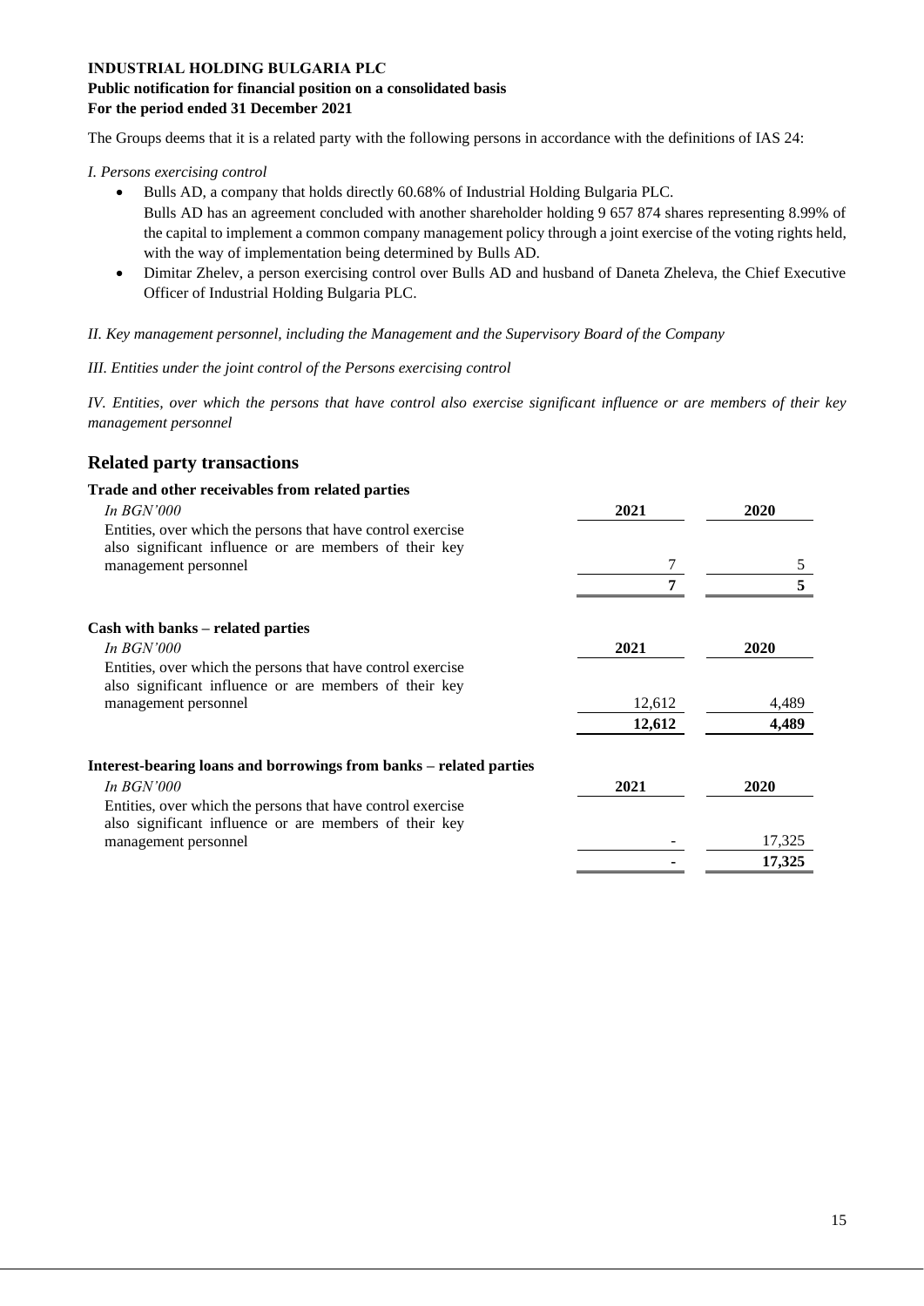**INDUSTRIAL HOLDING BULGARIA PLC**
**Public notification for financial position on a consolidated basis**
**For the period ended 31 December 2021**

The Groups deems that it is a related party with the following persons in accordance with the definitions of IAS 24:

*I. Persons exercising control*

- Bulls AD, a company that holds directly 60.68% of Industrial Holding Bulgaria PLC.
  Bulls AD has an agreement concluded with another shareholder holding 9 657 874 shares representing 8.99% of the capital to implement a common company management policy through a joint exercise of the voting rights held, with the way of implementation being determined by Bulls AD.
- Dimitar Zhelev, a person exercising control over Bulls AD and husband of Daneta Zheleva, the Chief Executive Officer of Industrial Holding Bulgaria PLC.

*II. Key management personnel, including the Management and the Supervisory Board of the Company*

*III. Entities under the joint control of the Persons exercising control*

*IV. Entities, over which the persons that have control also exercise significant influence or are members of their key management personnel*

## Related party transactions

**Trade and other receivables from related parties**

| *In BGN'000* | **2021** | **2020** |
|---|---|---|
| Entities, over which the persons that have control exercise also significant influence or are members of their key management personnel | 7 | 5 |
| | **7** | **5** |

**Cash with banks – related parties**

| *In BGN'000* | **2021** | **2020** |
|---|---|---|
| Entities, over which the persons that have control exercise also significant influence or are members of their key management personnel | 12,612 | 4,489 |
| | **12,612** | **4,489** |

**Interest-bearing loans and borrowings from banks – related parties**

| *In BGN'000* | **2021** | **2020** |
|---|---|---|
| Entities, over which the persons that have control exercise also significant influence or are members of their key management personnel | - | 17,325 |
| | **-** | **17,325** |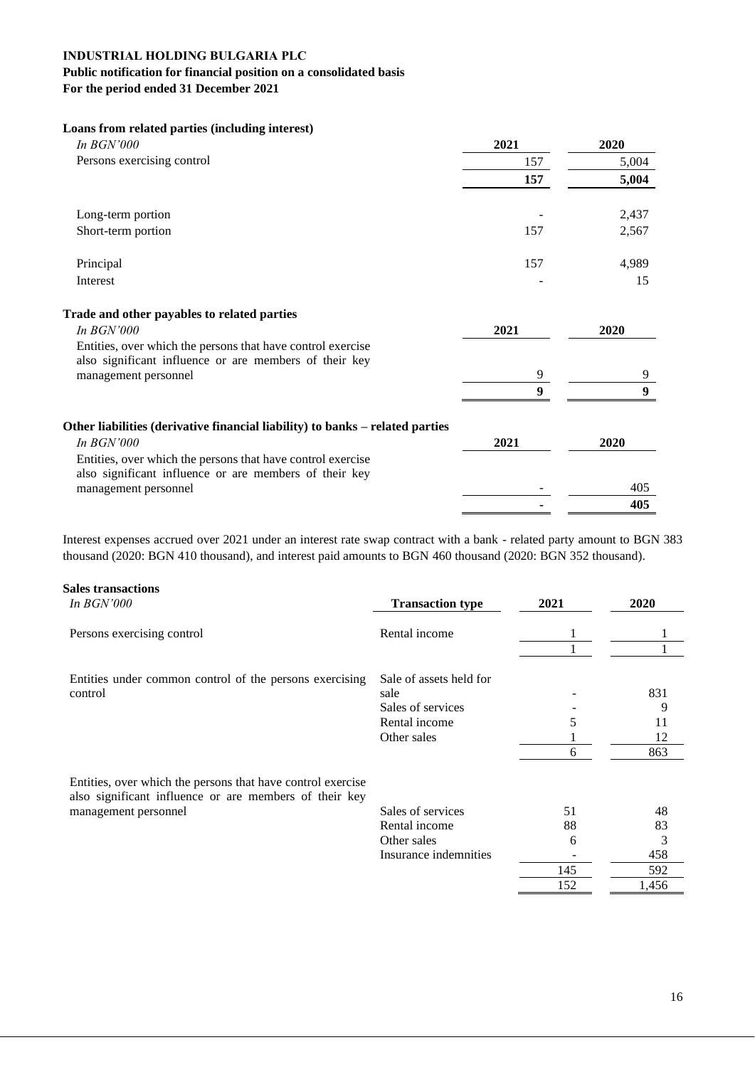**INDUSTRIAL HOLDING BULGARIA PLC**
**Public notification for financial position on a consolidated basis**
**For the period ended 31 December 2021**

**Loans from related parties (including interest)**

| *In BGN'000* | 2021 | 2020 |
|---|---|---|
| Persons exercising control | 157 | 5,004 |
| | **157** | **5,004** |
| | | |
| Long-term portion | - | 2,437 |
| Short-term portion | 157 | 2,567 |
| | | |
| Principal | 157 | 4,989 |
| Interest | - | 15 |

**Trade and other payables to related parties**

| *In BGN'000* | 2021 | 2020 |
|---|---|---|
| Entities, over which the persons that have control exercise also significant influence or are members of their key management personnel | 9 | 9 |
| | **9** | **9** |

**Other liabilities (derivative financial liability) to banks – related parties**

| *In BGN'000* | 2021 | 2020 |
|---|---|---|
| Entities, over which the persons that have control exercise also significant influence or are members of their key management personnel | - | 405 |
| | **-** | **405** |

Interest expenses accrued over 2021 under an interest rate swap contract with a bank - related party amount to BGN 383 thousand (2020: BGN 410 thousand), and interest paid amounts to BGN 460 thousand (2020: BGN 352 thousand).

**Sales transactions**

| *In BGN'000* | Transaction type | 2021 | 2020 |
|---|---|---|---|
| Persons exercising control | Rental income | 1 | 1 |
| | | 1 | 1 |
| | | | |
| Entities under common control of the persons exercising control | Sale of assets held for sale | - | 831 |
| | Sales of services | - | 9 |
| | Rental income | 5 | 11 |
| | Other sales | 1 | 12 |
| | | 6 | 863 |
| | | | |
| Entities, over which the persons that have control exercise also significant influence or are members of their key management personnel | Sales of services | 51 | 48 |
| | Rental income | 88 | 83 |
| | Other sales | 6 | 3 |
| | Insurance indemnities | - | 458 |
| | | 145 | 592 |
| | | 152 | 1,456 |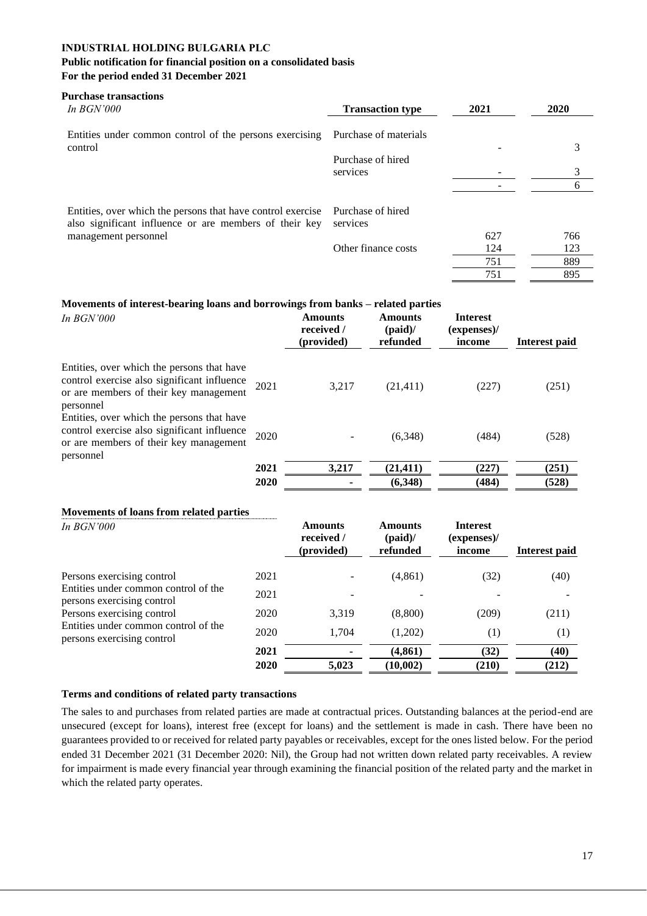**INDUSTRIAL HOLDING BULGARIA PLC**
**Public notification for financial position on a consolidated basis**
**For the period ended 31 December 2021**

**Purchase transactions**

| *In BGN'000* | **Transaction type** | **2021** | **2020** |
|---|---|---|---|
| Entities under common control of the persons exercising control | Purchase of materials | - | 3 |
| | Purchase of hired services | - | 3 |
| | | - | 6 |
| Entities, over which the persons that have control exercise also significant influence or are members of their key management personnel | Purchase of hired services | 627 | 766 |
| | Other finance costs | 124 | 123 |
| | | 751 | 889 |
| | | 751 | 895 |

**Movements of interest-bearing loans and borrowings from banks – related parties**

| *In BGN'000* | | **Amounts received / (provided)** | **Amounts (paid)/ refunded** | **Interest (expenses)/ income** | **Interest paid** |
|---|---|---|---|---|---|
| Entities, over which the persons that have control exercise also significant influence or are members of their key management personnel | 2021 | 3,217 | (21,411) | (227) | (251) |
| Entities, over which the persons that have control exercise also significant influence or are members of their key management personnel | 2020 | - | (6,348) | (484) | (528) |
| | **2021** | **3,217** | **(21,411)** | **(227)** | **(251)** |
| | **2020** | **-** | **(6,348)** | **(484)** | **(528)** |

**Movements of loans from related parties**

| *In BGN'000* | | **Amounts received / (provided)** | **Amounts (paid)/ refunded** | **Interest (expenses)/ income** | **Interest paid** |
|---|---|---|---|---|---|
| Persons exercising control | 2021 | - | (4,861) | (32) | (40) |
| Entities under common control of the persons exercising control | 2021 | - | - | - | - |
| Persons exercising control | 2020 | 3,319 | (8,800) | (209) | (211) |
| Entities under common control of the persons exercising control | 2020 | 1,704 | (1,202) | (1) | (1) |
| | **2021** | **-** | **(4,861)** | **(32)** | **(40)** |
| | **2020** | **5,023** | **(10,002)** | **(210)** | **(212)** |

**Terms and conditions of related party transactions**

The sales to and purchases from related parties are made at contractual prices. Outstanding balances at the period-end are unsecured (except for loans), interest free (except for loans) and the settlement is made in cash. There have been no guarantees provided to or received for related party payables or receivables, except for the ones listed below. For the period ended 31 December 2021 (31 December 2020: Nil), the Group had not written down related party receivables. A review for impairment is made every financial year through examining the financial position of the related party and the market in which the related party operates.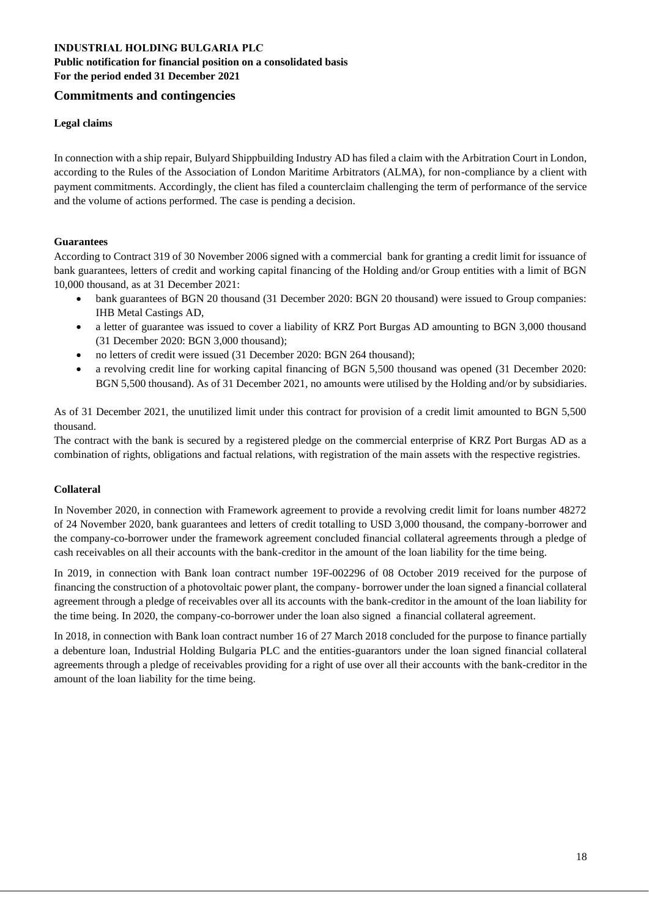**INDUSTRIAL HOLDING BULGARIA PLC**
**Public notification for financial position on a consolidated basis**
**For the period ended 31 December 2021**

## Commitments and contingencies

### Legal claims

In connection with a ship repair, Bulyard Shippbuilding Industry AD has filed a claim with the Arbitration Court in London, according to the Rules of the Association of London Maritime Arbitrators (ALMA), for non-compliance by a client with payment commitments. Accordingly, the client has filed a counterclaim challenging the term of performance of the service and the volume of actions performed. The case is pending a decision.

### Guarantees

According to Contract 319 of 30 November 2006 signed with a commercial bank for granting a credit limit for issuance of bank guarantees, letters of credit and working capital financing of the Holding and/or Group entities with a limit of BGN 10,000 thousand, as at 31 December 2021:

- bank guarantees of BGN 20 thousand (31 December 2020: BGN 20 thousand) were issued to Group companies: IHB Metal Castings AD,
- a letter of guarantee was issued to cover a liability of KRZ Port Burgas AD amounting to BGN 3,000 thousand (31 December 2020: BGN 3,000 thousand);
- no letters of credit were issued (31 December 2020: BGN 264 thousand);
- a revolving credit line for working capital financing of BGN 5,500 thousand was opened (31 December 2020: BGN 5,500 thousand). As of 31 December 2021, no amounts were utilised by the Holding and/or by subsidiaries.

As of 31 December 2021, the unutilized limit under this contract for provision of a credit limit amounted to BGN 5,500 thousand.

The contract with the bank is secured by a registered pledge on the commercial enterprise of KRZ Port Burgas AD as a combination of rights, obligations and factual relations, with registration of the main assets with the respective registries.

### Collateral

In November 2020, in connection with Framework agreement to provide a revolving credit limit for loans number 48272 of 24 November 2020, bank guarantees and letters of credit totalling to USD 3,000 thousand, the company-borrower and the company-co-borrower under the framework agreement concluded financial collateral agreements through a pledge of cash receivables on all their accounts with the bank-creditor in the amount of the loan liability for the time being.

In 2019, in connection with Bank loan contract number 19F-002296 of 08 October 2019 received for the purpose of financing the construction of a photovoltaic power plant, the company- borrower under the loan signed a financial collateral agreement through a pledge of receivables over all its accounts with the bank-creditor in the amount of the loan liability for the time being. In 2020, the company-co-borrower under the loan also signed a financial collateral agreement.

In 2018, in connection with Bank loan contract number 16 of 27 March 2018 concluded for the purpose to finance partially a debenture loan, Industrial Holding Bulgaria PLC and the entities-guarantors under the loan signed financial collateral agreements through a pledge of receivables providing for a right of use over all their accounts with the bank-creditor in the amount of the loan liability for the time being.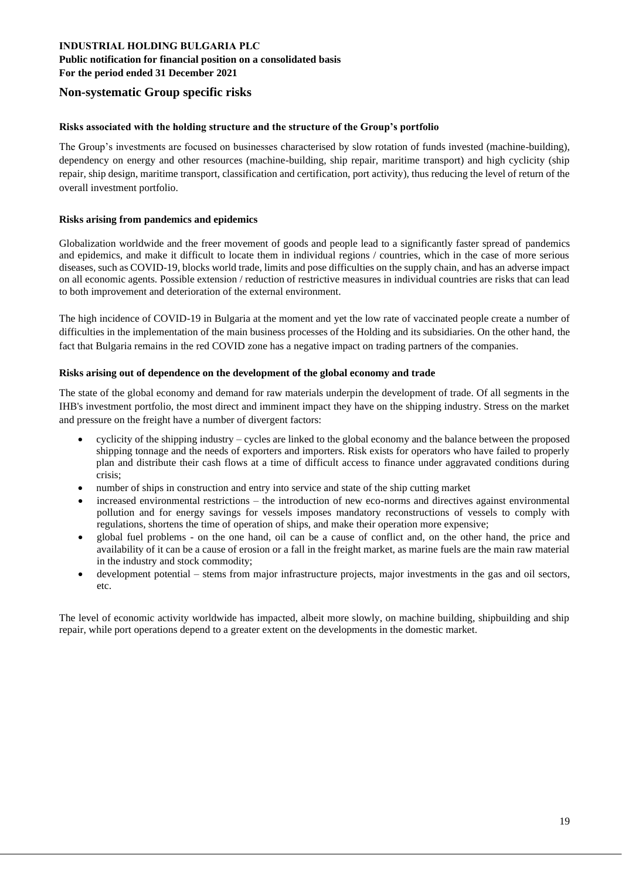## Non-systematic Group specific risks

**Risks associated with the holding structure and the structure of the Group's portfolio**

The Group's investments are focused on businesses characterised by slow rotation of funds invested (machine-building), dependency on energy and other resources (machine-building, ship repair, maritime transport) and high cyclicity (ship repair, ship design, maritime transport, classification and certification, port activity), thus reducing the level of return of the overall investment portfolio.

**Risks arising from pandemics and epidemics**

Globalization worldwide and the freer movement of goods and people lead to a significantly faster spread of pandemics and epidemics, and make it difficult to locate them in individual regions / countries, which in the case of more serious diseases, such as COVID-19, blocks world trade, limits and pose difficulties on the supply chain, and has an adverse impact on all economic agents. Possible extension / reduction of restrictive measures in individual countries are risks that can lead to both improvement and deterioration of the external environment.

The high incidence of COVID-19 in Bulgaria at the moment and yet the low rate of vaccinated people create a number of difficulties in the implementation of the main business processes of the Holding and its subsidiaries. On the other hand, the fact that Bulgaria remains in the red COVID zone has a negative impact on trading partners of the companies.

**Risks arising out of dependence on the development of the global economy and trade**

The state of the global economy and demand for raw materials underpin the development of trade. Of all segments in the IHB's investment portfolio, the most direct and imminent impact they have on the shipping industry. Stress on the market and pressure on the freight have a number of divergent factors:

- cyclicity of the shipping industry – cycles are linked to the global economy and the balance between the proposed shipping tonnage and the needs of exporters and importers. Risk exists for operators who have failed to properly plan and distribute their cash flows at a time of difficult access to finance under aggravated conditions during crisis;
- number of ships in construction and entry into service and state of the ship cutting market
- increased environmental restrictions – the introduction of new eco-norms and directives against environmental pollution and for energy savings for vessels imposes mandatory reconstructions of vessels to comply with regulations, shortens the time of operation of ships, and make their operation more expensive;
- global fuel problems - on the one hand, oil can be a cause of conflict and, on the other hand, the price and availability of it can be a cause of erosion or a fall in the freight market, as marine fuels are the main raw material in the industry and stock commodity;
- development potential – stems from major infrastructure projects, major investments in the gas and oil sectors, etc.

The level of economic activity worldwide has impacted, albeit more slowly, on machine building, shipbuilding and ship repair, while port operations depend to a greater extent on the developments in the domestic market.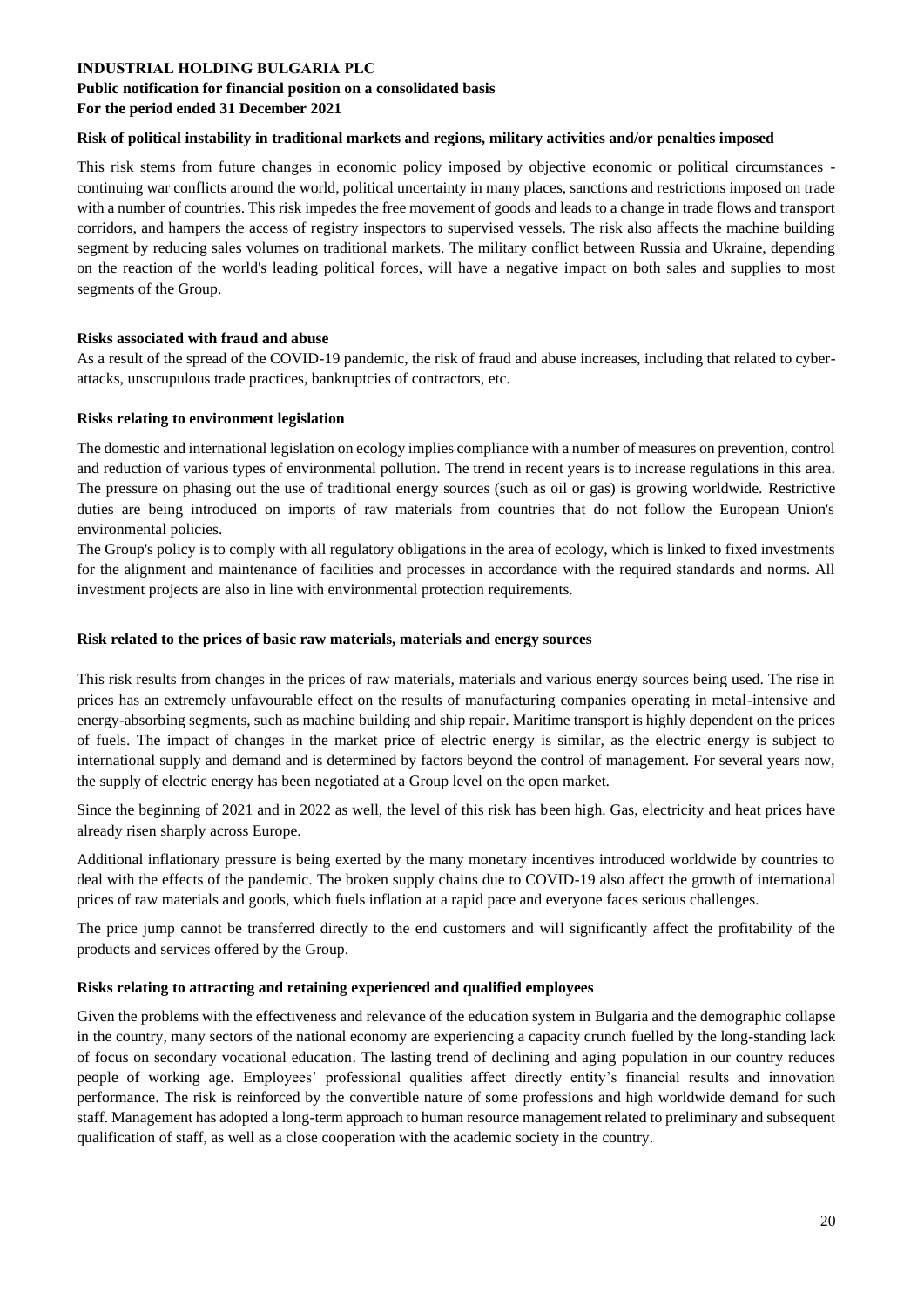#### Risk of political instability in traditional markets and regions, military activities and/or penalties imposed

This risk stems from future changes in economic policy imposed by objective economic or political circumstances - continuing war conflicts around the world, political uncertainty in many places, sanctions and restrictions imposed on trade with a number of countries. This risk impedes the free movement of goods and leads to a change in trade flows and transport corridors, and hampers the access of registry inspectors to supervised vessels. The risk also affects the machine building segment by reducing sales volumes on traditional markets. The military conflict between Russia and Ukraine, depending on the reaction of the world's leading political forces, will have a negative impact on both sales and supplies to most segments of the Group.

#### Risks associated with fraud and abuse

As a result of the spread of the COVID-19 pandemic, the risk of fraud and abuse increases, including that related to cyber-attacks, unscrupulous trade practices, bankruptcies of contractors, etc.

#### Risks relating to environment legislation

The domestic and international legislation on ecology implies compliance with a number of measures on prevention, control and reduction of various types of environmental pollution. The trend in recent years is to increase regulations in this area. The pressure on phasing out the use of traditional energy sources (such as oil or gas) is growing worldwide. Restrictive duties are being introduced on imports of raw materials from countries that do not follow the European Union's environmental policies.

The Group's policy is to comply with all regulatory obligations in the area of ecology, which is linked to fixed investments for the alignment and maintenance of facilities and processes in accordance with the required standards and norms. All investment projects are also in line with environmental protection requirements.

#### Risk related to the prices of basic raw materials, materials and energy sources

This risk results from changes in the prices of raw materials, materials and various energy sources being used. The rise in prices has an extremely unfavourable effect on the results of manufacturing companies operating in metal-intensive and energy-absorbing segments, such as machine building and ship repair. Maritime transport is highly dependent on the prices of fuels. The impact of changes in the market price of electric energy is similar, as the electric energy is subject to international supply and demand and is determined by factors beyond the control of management. For several years now, the supply of electric energy has been negotiated at a Group level on the open market.

Since the beginning of 2021 and in 2022 as well, the level of this risk has been high. Gas, electricity and heat prices have already risen sharply across Europe.

Additional inflationary pressure is being exerted by the many monetary incentives introduced worldwide by countries to deal with the effects of the pandemic. The broken supply chains due to COVID-19 also affect the growth of international prices of raw materials and goods, which fuels inflation at a rapid pace and everyone faces serious challenges.

The price jump cannot be transferred directly to the end customers and will significantly affect the profitability of the products and services offered by the Group.

#### Risks relating to attracting and retaining experienced and qualified employees

Given the problems with the effectiveness and relevance of the education system in Bulgaria and the demographic collapse in the country, many sectors of the national economy are experiencing a capacity crunch fuelled by the long-standing lack of focus on secondary vocational education. The lasting trend of declining and aging population in our country reduces people of working age. Employees' professional qualities affect directly entity's financial results and innovation performance. The risk is reinforced by the convertible nature of some professions and high worldwide demand for such staff. Management has adopted a long-term approach to human resource management related to preliminary and subsequent qualification of staff, as well as a close cooperation with the academic society in the country.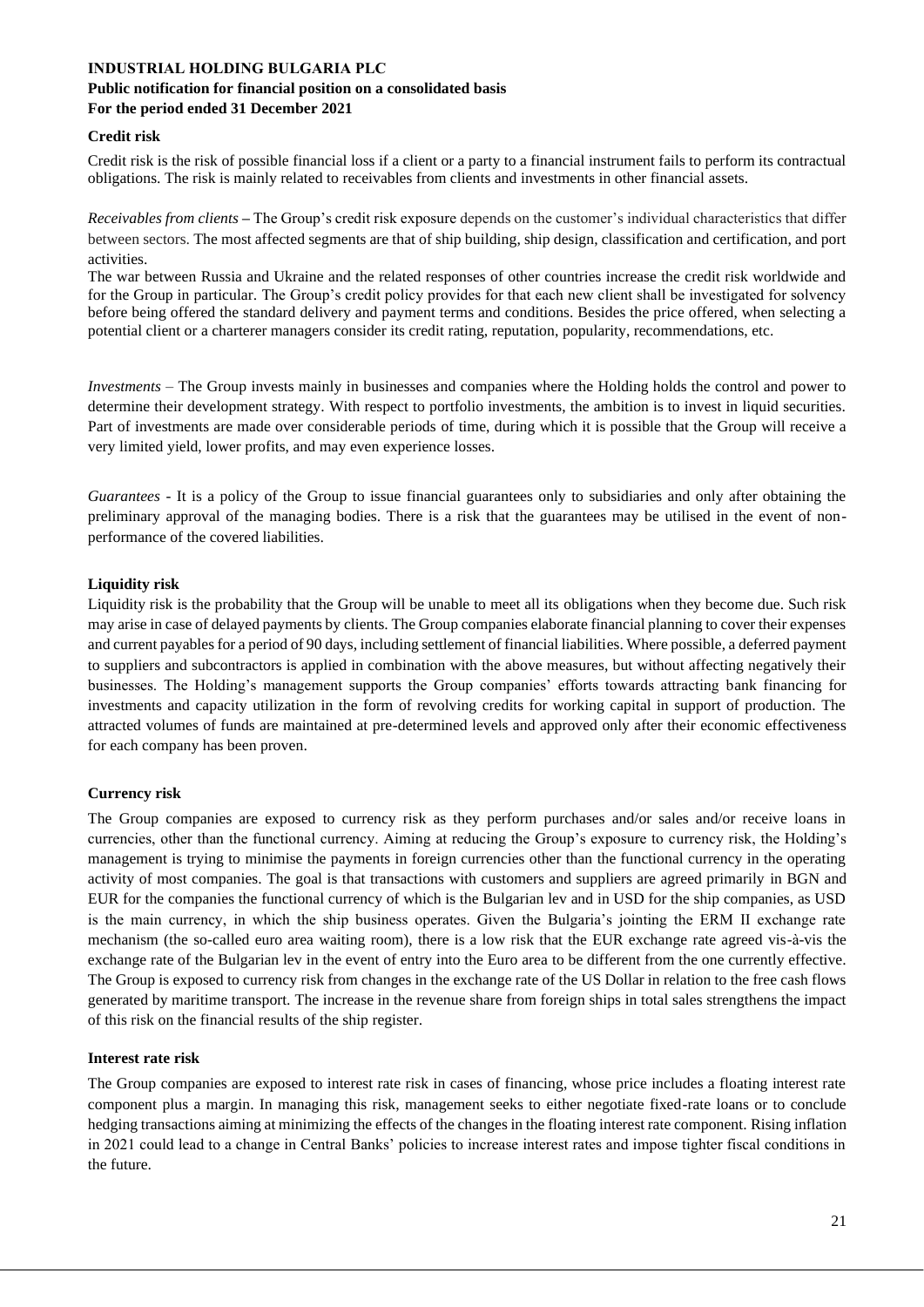### Credit risk

Credit risk is the risk of possible financial loss if a client or a party to a financial instrument fails to perform its contractual obligations. The risk is mainly related to receivables from clients and investments in other financial assets.

*Receivables from clients* – The Group's credit risk exposure depends on the customer's individual characteristics that differ between sectors. The most affected segments are that of ship building, ship design, classification and certification, and port activities.

The war between Russia and Ukraine and the related responses of other countries increase the credit risk worldwide and for the Group in particular. The Group's credit policy provides for that each new client shall be investigated for solvency before being offered the standard delivery and payment terms and conditions. Besides the price offered, when selecting a potential client or a charterer managers consider its credit rating, reputation, popularity, recommendations, etc.

*Investments* – The Group invests mainly in businesses and companies where the Holding holds the control and power to determine their development strategy. With respect to portfolio investments, the ambition is to invest in liquid securities. Part of investments are made over considerable periods of time, during which it is possible that the Group will receive a very limited yield, lower profits, and may even experience losses.

*Guarantees* - It is a policy of the Group to issue financial guarantees only to subsidiaries and only after obtaining the preliminary approval of the managing bodies. There is a risk that the guarantees may be utilised in the event of non-performance of the covered liabilities.

### Liquidity risk

Liquidity risk is the probability that the Group will be unable to meet all its obligations when they become due. Such risk may arise in case of delayed payments by clients. The Group companies elaborate financial planning to cover their expenses and current payables for a period of 90 days, including settlement of financial liabilities. Where possible, a deferred payment to suppliers and subcontractors is applied in combination with the above measures, but without affecting negatively their businesses. The Holding's management supports the Group companies' efforts towards attracting bank financing for investments and capacity utilization in the form of revolving credits for working capital in support of production. The attracted volumes of funds are maintained at pre-determined levels and approved only after their economic effectiveness for each company has been proven.

### Currency risk

The Group companies are exposed to currency risk as they perform purchases and/or sales and/or receive loans in currencies, other than the functional currency. Aiming at reducing the Group's exposure to currency risk, the Holding's management is trying to minimise the payments in foreign currencies other than the functional currency in the operating activity of most companies. The goal is that transactions with customers and suppliers are agreed primarily in BGN and EUR for the companies the functional currency of which is the Bulgarian lev and in USD for the ship companies, as USD is the main currency, in which the ship business operates. Given the Bulgaria's jointing the ERM II exchange rate mechanism (the so-called euro area waiting room), there is a low risk that the EUR exchange rate agreed vis-à-vis the exchange rate of the Bulgarian lev in the event of entry into the Euro area to be different from the one currently effective. The Group is exposed to currency risk from changes in the exchange rate of the US Dollar in relation to the free cash flows generated by maritime transport. The increase in the revenue share from foreign ships in total sales strengthens the impact of this risk on the financial results of the ship register.

### Interest rate risk

The Group companies are exposed to interest rate risk in cases of financing, whose price includes a floating interest rate component plus a margin. In managing this risk, management seeks to either negotiate fixed-rate loans or to conclude hedging transactions aiming at minimizing the effects of the changes in the floating interest rate component. Rising inflation in 2021 could lead to a change in Central Banks' policies to increase interest rates and impose tighter fiscal conditions in the future.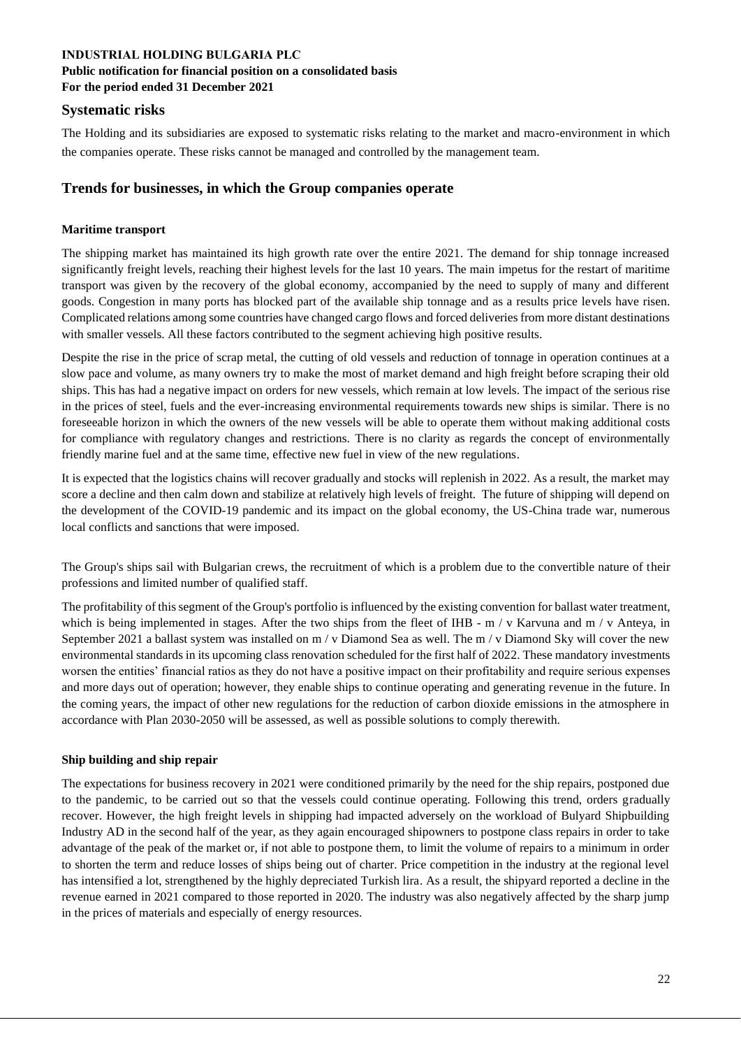## Systematic risks

The Holding and its subsidiaries are exposed to systematic risks relating to the market and macro-environment in which the companies operate. These risks cannot be managed and controlled by the management team.

## Trends for businesses, in which the Group companies operate

### Maritime transport

The shipping market has maintained its high growth rate over the entire 2021. The demand for ship tonnage increased significantly freight levels, reaching their highest levels for the last 10 years. The main impetus for the restart of maritime transport was given by the recovery of the global economy, accompanied by the need to supply of many and different goods. Congestion in many ports has blocked part of the available ship tonnage and as a results price levels have risen. Complicated relations among some countries have changed cargo flows and forced deliveries from more distant destinations with smaller vessels. All these factors contributed to the segment achieving high positive results.

Despite the rise in the price of scrap metal, the cutting of old vessels and reduction of tonnage in operation continues at a slow pace and volume, as many owners try to make the most of market demand and high freight before scraping their old ships. This has had a negative impact on orders for new vessels, which remain at low levels. The impact of the serious rise in the prices of steel, fuels and the ever-increasing environmental requirements towards new ships is similar. There is no foreseeable horizon in which the owners of the new vessels will be able to operate them without making additional costs for compliance with regulatory changes and restrictions. There is no clarity as regards the concept of environmentally friendly marine fuel and at the same time, effective new fuel in view of the new regulations.

It is expected that the logistics chains will recover gradually and stocks will replenish in 2022. As a result, the market may score a decline and then calm down and stabilize at relatively high levels of freight. The future of shipping will depend on the development of the COVID-19 pandemic and its impact on the global economy, the US-China trade war, numerous local conflicts and sanctions that were imposed.

The Group's ships sail with Bulgarian crews, the recruitment of which is a problem due to the convertible nature of their professions and limited number of qualified staff.

The profitability of this segment of the Group's portfolio is influenced by the existing convention for ballast water treatment, which is being implemented in stages. After the two ships from the fleet of IHB - m / v Karvuna and m / v Anteya, in September 2021 a ballast system was installed on m / v Diamond Sea as well. The m / v Diamond Sky will cover the new environmental standards in its upcoming class renovation scheduled for the first half of 2022. These mandatory investments worsen the entities' financial ratios as they do not have a positive impact on their profitability and require serious expenses and more days out of operation; however, they enable ships to continue operating and generating revenue in the future. In the coming years, the impact of other new regulations for the reduction of carbon dioxide emissions in the atmosphere in accordance with Plan 2030-2050 will be assessed, as well as possible solutions to comply therewith.

### Ship building and ship repair

The expectations for business recovery in 2021 were conditioned primarily by the need for the ship repairs, postponed due to the pandemic, to be carried out so that the vessels could continue operating. Following this trend, orders gradually recover. However, the high freight levels in shipping had impacted adversely on the workload of Bulyard Shipbuilding Industry AD in the second half of the year, as they again encouraged shipowners to postpone class repairs in order to take advantage of the peak of the market or, if not able to postpone them, to limit the volume of repairs to a minimum in order to shorten the term and reduce losses of ships being out of charter. Price competition in the industry at the regional level has intensified a lot, strengthened by the highly depreciated Turkish lira. As a result, the shipyard reported a decline in the revenue earned in 2021 compared to those reported in 2020. The industry was also negatively affected by the sharp jump in the prices of materials and especially of energy resources.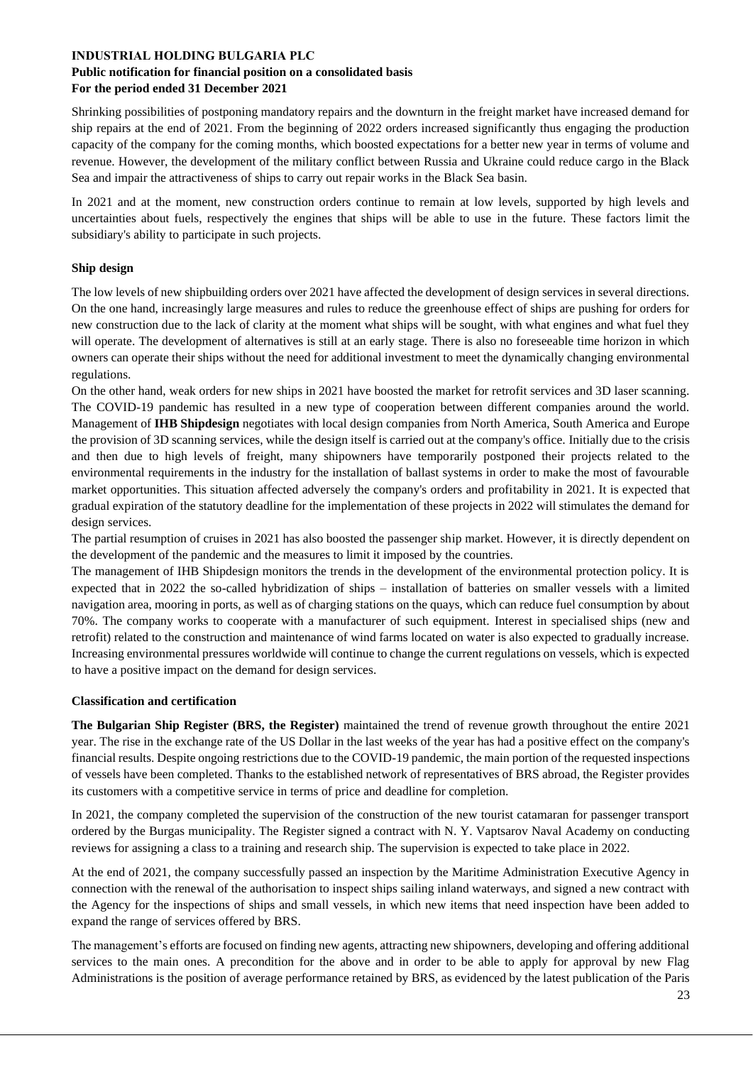Shrinking possibilities of postponing mandatory repairs and the downturn in the freight market have increased demand for ship repairs at the end of 2021. From the beginning of 2022 orders increased significantly thus engaging the production capacity of the company for the coming months, which boosted expectations for a better new year in terms of volume and revenue. However, the development of the military conflict between Russia and Ukraine could reduce cargo in the Black Sea and impair the attractiveness of ships to carry out repair works in the Black Sea basin.

In 2021 and at the moment, new construction orders continue to remain at low levels, supported by high levels and uncertainties about fuels, respectively the engines that ships will be able to use in the future. These factors limit the subsidiary's ability to participate in such projects.

**Ship design**

The low levels of new shipbuilding orders over 2021 have affected the development of design services in several directions. On the one hand, increasingly large measures and rules to reduce the greenhouse effect of ships are pushing for orders for new construction due to the lack of clarity at the moment what ships will be sought, with what engines and what fuel they will operate. The development of alternatives is still at an early stage. There is also no foreseeable time horizon in which owners can operate their ships without the need for additional investment to meet the dynamically changing environmental regulations.

On the other hand, weak orders for new ships in 2021 have boosted the market for retrofit services and 3D laser scanning. The COVID-19 pandemic has resulted in a new type of cooperation between different companies around the world. Management of **IHB Shipdesign** negotiates with local design companies from North America, South America and Europe the provision of 3D scanning services, while the design itself is carried out at the company's office. Initially due to the crisis and then due to high levels of freight, many shipowners have temporarily postponed their projects related to the environmental requirements in the industry for the installation of ballast systems in order to make the most of favourable market opportunities. This situation affected adversely the company's orders and profitability in 2021. It is expected that gradual expiration of the statutory deadline for the implementation of these projects in 2022 will stimulates the demand for design services.

The partial resumption of cruises in 2021 has also boosted the passenger ship market. However, it is directly dependent on the development of the pandemic and the measures to limit it imposed by the countries.

The management of IHB Shipdesign monitors the trends in the development of the environmental protection policy. It is expected that in 2022 the so-called hybridization of ships – installation of batteries on smaller vessels with a limited navigation area, mooring in ports, as well as of charging stations on the quays, which can reduce fuel consumption by about 70%. The company works to cooperate with a manufacturer of such equipment. Interest in specialised ships (new and retrofit) related to the construction and maintenance of wind farms located on water is also expected to gradually increase. Increasing environmental pressures worldwide will continue to change the current regulations on vessels, which is expected to have a positive impact on the demand for design services.

**Classification and certification**

**The Bulgarian Ship Register (BRS, the Register)** maintained the trend of revenue growth throughout the entire 2021 year. The rise in the exchange rate of the US Dollar in the last weeks of the year has had a positive effect on the company's financial results. Despite ongoing restrictions due to the COVID-19 pandemic, the main portion of the requested inspections of vessels have been completed. Thanks to the established network of representatives of BRS abroad, the Register provides its customers with a competitive service in terms of price and deadline for completion.

In 2021, the company completed the supervision of the construction of the new tourist catamaran for passenger transport ordered by the Burgas municipality. The Register signed a contract with N. Y. Vaptsarov Naval Academy on conducting reviews for assigning a class to a training and research ship. The supervision is expected to take place in 2022.

At the end of 2021, the company successfully passed an inspection by the Maritime Administration Executive Agency in connection with the renewal of the authorisation to inspect ships sailing inland waterways, and signed a new contract with the Agency for the inspections of ships and small vessels, in which new items that need inspection have been added to expand the range of services offered by BRS.

The management's efforts are focused on finding new agents, attracting new shipowners, developing and offering additional services to the main ones. A precondition for the above and in order to be able to apply for approval by new Flag Administrations is the position of average performance retained by BRS, as evidenced by the latest publication of the Paris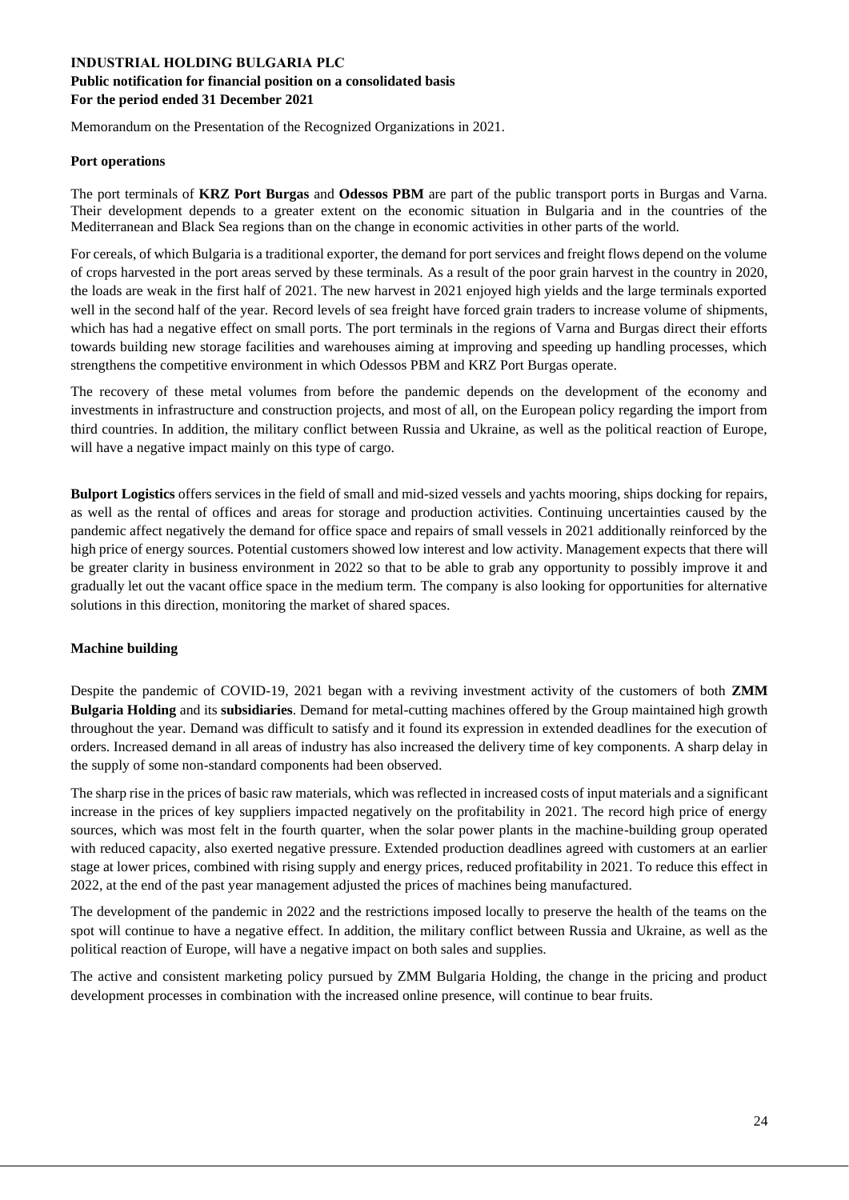Memorandum on the Presentation of the Recognized Organizations in 2021.

**Port operations**

The port terminals of **KRZ Port Burgas** and **Odessos PBM** are part of the public transport ports in Burgas and Varna. Their development depends to a greater extent on the economic situation in Bulgaria and in the countries of the Mediterranean and Black Sea regions than on the change in economic activities in other parts of the world.

For cereals, of which Bulgaria is a traditional exporter, the demand for port services and freight flows depend on the volume of crops harvested in the port areas served by these terminals. As a result of the poor grain harvest in the country in 2020, the loads are weak in the first half of 2021. The new harvest in 2021 enjoyed high yields and the large terminals exported well in the second half of the year. Record levels of sea freight have forced grain traders to increase volume of shipments, which has had a negative effect on small ports. The port terminals in the regions of Varna and Burgas direct their efforts towards building new storage facilities and warehouses aiming at improving and speeding up handling processes, which strengthens the competitive environment in which Odessos PBM and KRZ Port Burgas operate.

The recovery of these metal volumes from before the pandemic depends on the development of the economy and investments in infrastructure and construction projects, and most of all, on the European policy regarding the import from third countries. In addition, the military conflict between Russia and Ukraine, as well as the political reaction of Europe, will have a negative impact mainly on this type of cargo.

**Bulport Logistics** offers services in the field of small and mid-sized vessels and yachts mooring, ships docking for repairs, as well as the rental of offices and areas for storage and production activities. Continuing uncertainties caused by the pandemic affect negatively the demand for office space and repairs of small vessels in 2021 additionally reinforced by the high price of energy sources. Potential customers showed low interest and low activity. Management expects that there will be greater clarity in business environment in 2022 so that to be able to grab any opportunity to possibly improve it and gradually let out the vacant office space in the medium term. The company is also looking for opportunities for alternative solutions in this direction, monitoring the market of shared spaces.

**Machine building**

Despite the pandemic of COVID-19, 2021 began with a reviving investment activity of the customers of both **ZMM Bulgaria Holding** and its **subsidiaries**. Demand for metal-cutting machines offered by the Group maintained high growth throughout the year. Demand was difficult to satisfy and it found its expression in extended deadlines for the execution of orders. Increased demand in all areas of industry has also increased the delivery time of key components. A sharp delay in the supply of some non-standard components had been observed.

The sharp rise in the prices of basic raw materials, which was reflected in increased costs of input materials and a significant increase in the prices of key suppliers impacted negatively on the profitability in 2021. The record high price of energy sources, which was most felt in the fourth quarter, when the solar power plants in the machine-building group operated with reduced capacity, also exerted negative pressure. Extended production deadlines agreed with customers at an earlier stage at lower prices, combined with rising supply and energy prices, reduced profitability in 2021. To reduce this effect in 2022, at the end of the past year management adjusted the prices of machines being manufactured.

The development of the pandemic in 2022 and the restrictions imposed locally to preserve the health of the teams on the spot will continue to have a negative effect. In addition, the military conflict between Russia and Ukraine, as well as the political reaction of Europe, will have a negative impact on both sales and supplies.

The active and consistent marketing policy pursued by ZMM Bulgaria Holding, the change in the pricing and product development processes in combination with the increased online presence, will continue to bear fruits.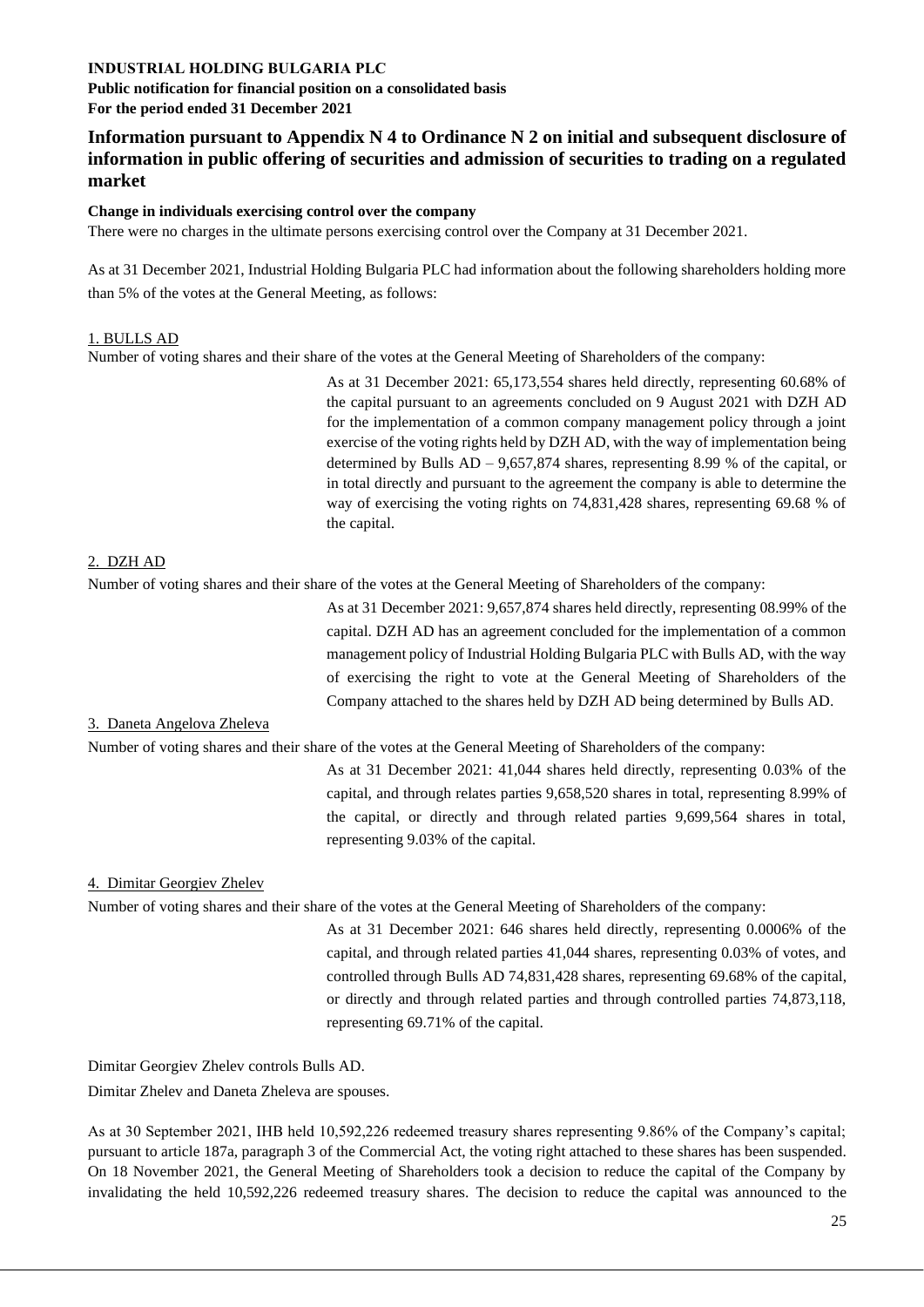**INDUSTRIAL HOLDING BULGARIA PLC**
**Public notification for financial position on a consolidated basis**
**For the period ended 31 December 2021**

## Information pursuant to Appendix N 4 to Ordinance N 2 on initial and subsequent disclosure of information in public offering of securities and admission of securities to trading on a regulated market

**Change in individuals exercising control over the company**

There were no charges in the ultimate persons exercising control over the Company at 31 December 2021.

As at 31 December 2021, Industrial Holding Bulgaria PLC had information about the following shareholders holding more than 5% of the votes at the General Meeting, as follows:

1. BULLS AD

Number of voting shares and their share of the votes at the General Meeting of Shareholders of the company:

As at 31 December 2021: 65,173,554 shares held directly, representing 60.68% of the capital pursuant to an agreements concluded on 9 August 2021 with DZH AD for the implementation of a common company management policy through a joint exercise of the voting rights held by DZH AD, with the way of implementation being determined by Bulls AD – 9,657,874 shares, representing 8.99 % of the capital, or in total directly and pursuant to the agreement the company is able to determine the way of exercising the voting rights on 74,831,428 shares, representing 69.68 % of the capital.

2. DZH AD

Number of voting shares and their share of the votes at the General Meeting of Shareholders of the company:

As at 31 December 2021: 9,657,874 shares held directly, representing 08.99% of the capital. DZH AD has an agreement concluded for the implementation of a common management policy of Industrial Holding Bulgaria PLC with Bulls AD, with the way of exercising the right to vote at the General Meeting of Shareholders of the Company attached to the shares held by DZH AD being determined by Bulls AD.

3. Daneta Angelova Zheleva

Number of voting shares and their share of the votes at the General Meeting of Shareholders of the company:

As at 31 December 2021: 41,044 shares held directly, representing 0.03% of the capital, and through relates parties 9,658,520 shares in total, representing 8.99% of the capital, or directly and through related parties 9,699,564 shares in total, representing 9.03% of the capital.

4. Dimitar Georgiev Zhelev

Number of voting shares and their share of the votes at the General Meeting of Shareholders of the company:

As at 31 December 2021: 646 shares held directly, representing 0.0006% of the capital, and through related parties 41,044 shares, representing 0.03% of votes, and controlled through Bulls AD 74,831,428 shares, representing 69.68% of the capital, or directly and through related parties and through controlled parties 74,873,118, representing 69.71% of the capital.

Dimitar Georgiev Zhelev controls Bulls AD.

Dimitar Zhelev and Daneta Zheleva are spouses.

As at 30 September 2021, IHB held 10,592,226 redeemed treasury shares representing 9.86% of the Company's capital; pursuant to article 187a, paragraph 3 of the Commercial Act, the voting right attached to these shares has been suspended. On 18 November 2021, the General Meeting of Shareholders took a decision to reduce the capital of the Company by invalidating the held 10,592,226 redeemed treasury shares. The decision to reduce the capital was announced to the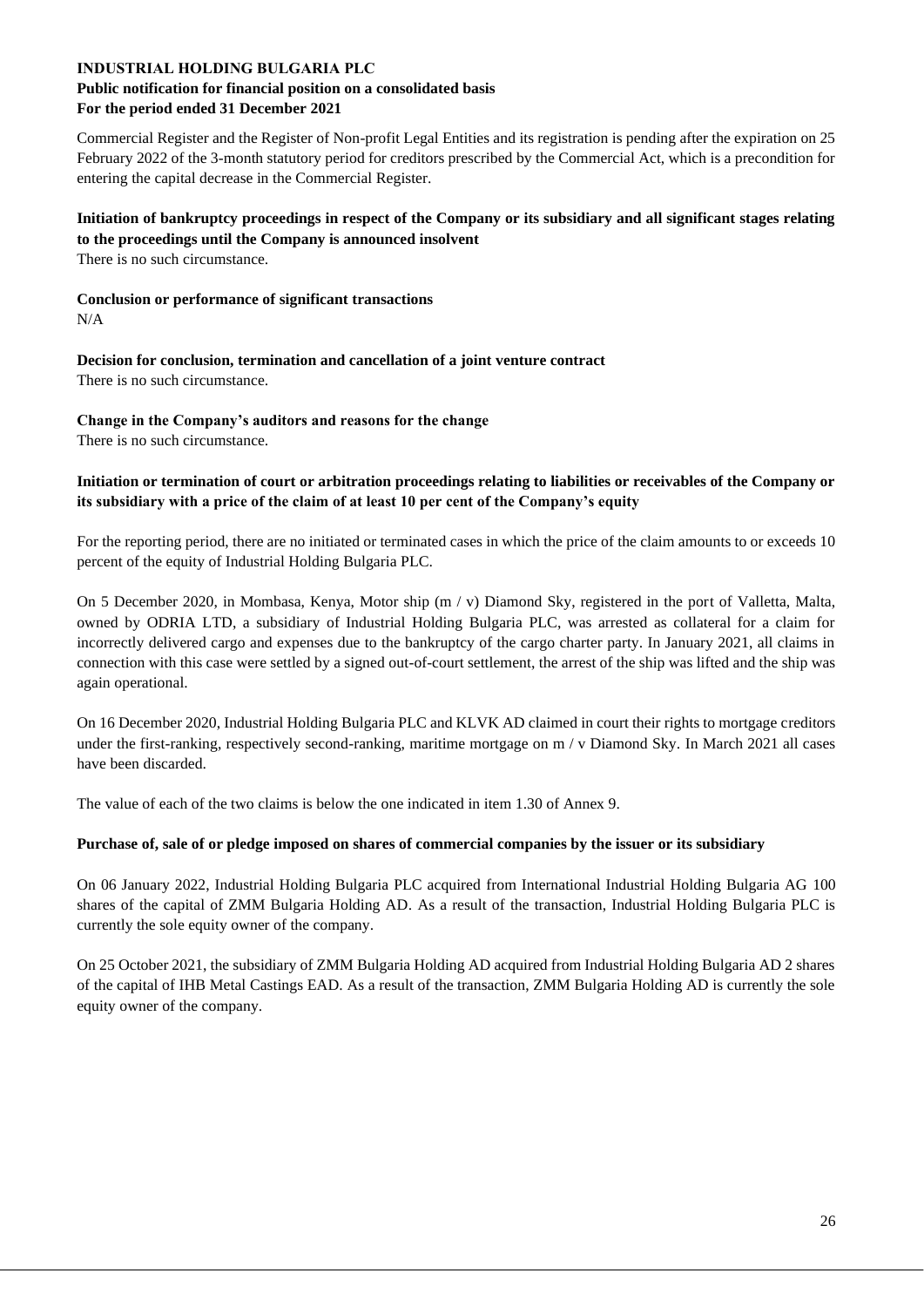Commercial Register and the Register of Non-profit Legal Entities and its registration is pending after the expiration on 25 February 2022 of the 3-month statutory period for creditors prescribed by the Commercial Act, which is a precondition for entering the capital decrease in the Commercial Register.

**Initiation of bankruptcy proceedings in respect of the Company or its subsidiary and all significant stages relating to the proceedings until the Company is announced insolvent**

There is no such circumstance.

**Conclusion or performance of significant transactions**

N/A

**Decision for conclusion, termination and cancellation of a joint venture contract**

There is no such circumstance.

**Change in the Company's auditors and reasons for the change**

There is no such circumstance.

**Initiation or termination of court or arbitration proceedings relating to liabilities or receivables of the Company or its subsidiary with a price of the claim of at least 10 per cent of the Company's equity**

For the reporting period, there are no initiated or terminated cases in which the price of the claim amounts to or exceeds 10 percent of the equity of Industrial Holding Bulgaria PLC.

On 5 December 2020, in Mombasa, Kenya, Motor ship (m / v) Diamond Sky, registered in the port of Valletta, Malta, owned by ODRIA LTD, a subsidiary of Industrial Holding Bulgaria PLC, was arrested as collateral for a claim for incorrectly delivered cargo and expenses due to the bankruptcy of the cargo charter party. In January 2021, all claims in connection with this case were settled by a signed out-of-court settlement, the arrest of the ship was lifted and the ship was again operational.

On 16 December 2020, Industrial Holding Bulgaria PLC and KLVK AD claimed in court their rights to mortgage creditors under the first-ranking, respectively second-ranking, maritime mortgage on m / v Diamond Sky. In March 2021 all cases have been discarded.

The value of each of the two claims is below the one indicated in item 1.30 of Annex 9.

**Purchase of, sale of or pledge imposed on shares of commercial companies by the issuer or its subsidiary**

On 06 January 2022, Industrial Holding Bulgaria PLC acquired from International Industrial Holding Bulgaria AG 100 shares of the capital of ZMM Bulgaria Holding AD. As a result of the transaction, Industrial Holding Bulgaria PLC is currently the sole equity owner of the company.

On 25 October 2021, the subsidiary of ZMM Bulgaria Holding AD acquired from Industrial Holding Bulgaria AD 2 shares of the capital of IHB Metal Castings EAD. As a result of the transaction, ZMM Bulgaria Holding AD is currently the sole equity owner of the company.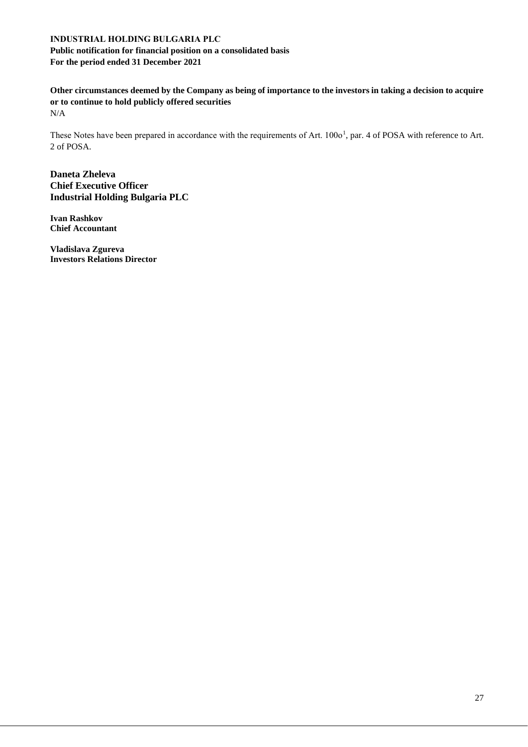**Other circumstances deemed by the Company as being of importance to the investors in taking a decision to acquire or to continue to hold publicly offered securities**

N/A

These Notes have been prepared in accordance with the requirements of Art. 100o[1], par. 4 of POSA with reference to Art. 2 of POSA.

**Daneta Zheleva**
**Chief Executive Officer**
**Industrial Holding Bulgaria PLC**

**Ivan Rashkov**
**Chief Accountant**

**Vladislava Zgureva**
**Investors Relations Director**